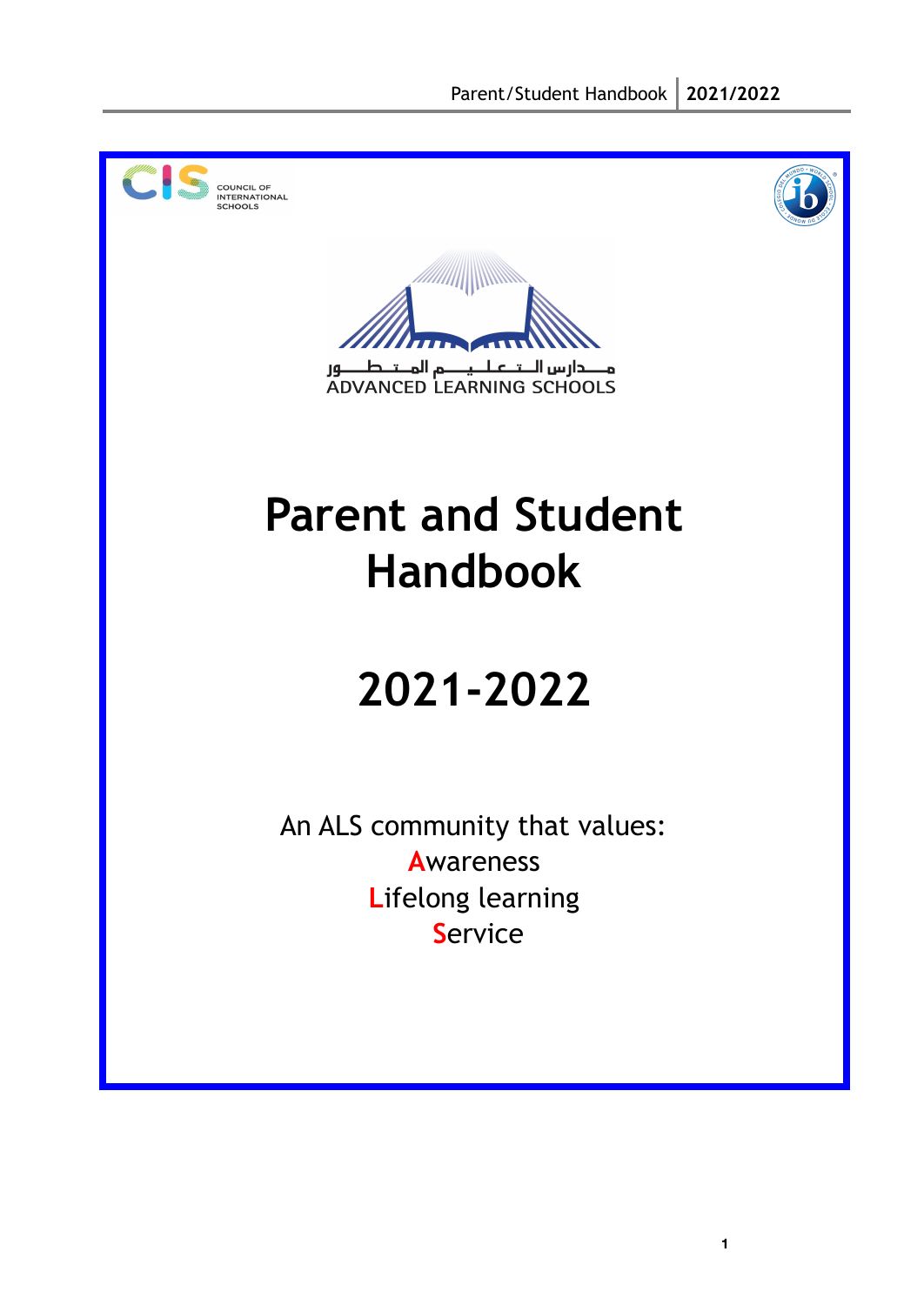COUNCIL OF INTERNATIONAL SCHOOLS

مـــدارس الـتـعـلـيـم المـتـطـور

ADVANCED LEARNING SCHOOLS

# Parent and Student Handbook

# 2021-2022

An ALS community that values:

**A**wareness
**L**ifelong learning
**S**ervice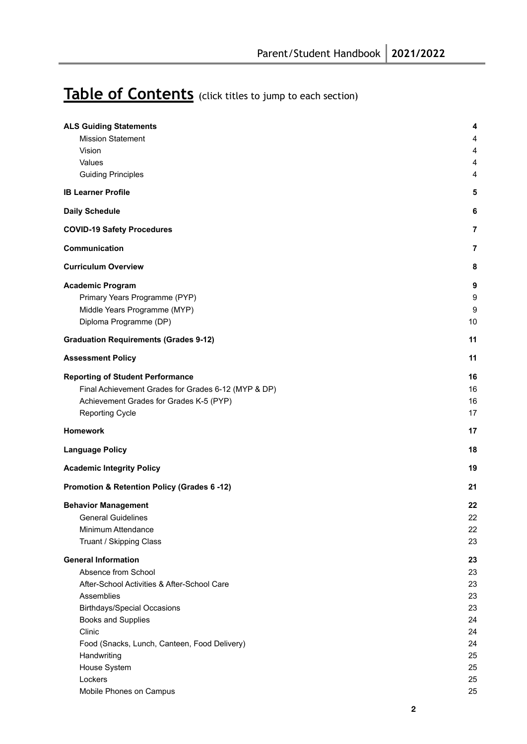# Table of Contents (click titles to jump to each section)

| | |
|---|---|
| **ALS Guiding Statements** | **4** |
| Mission Statement | 4 |
| Vision | 4 |
| Values | 4 |
| Guiding Principles | 4 |
| **IB Learner Profile** | **5** |
| **Daily Schedule** | **6** |
| **COVID-19 Safety Procedures** | **7** |
| **Communication** | **7** |
| **Curriculum Overview** | **8** |
| **Academic Program** | **9** |
| Primary Years Programme (PYP) | 9 |
| Middle Years Programme (MYP) | 9 |
| Diploma Programme (DP) | 10 |
| **Graduation Requirements (Grades 9-12)** | **11** |
| **Assessment Policy** | **11** |
| **Reporting of Student Performance** | **16** |
| Final Achievement Grades for Grades 6-12 (MYP & DP) | 16 |
| Achievement Grades for Grades K-5 (PYP) | 16 |
| Reporting Cycle | 17 |
| **Homework** | **17** |
| **Language Policy** | **18** |
| **Academic Integrity Policy** | **19** |
| **Promotion & Retention Policy (Grades 6 -12)** | **21** |
| **Behavior Management** | **22** |
| General Guidelines | 22 |
| Minimum Attendance | 22 |
| Truant / Skipping Class | 23 |
| **General Information** | **23** |
| Absence from School | 23 |
| After-School Activities & After-School Care | 23 |
| Assemblies | 23 |
| Birthdays/Special Occasions | 23 |
| Books and Supplies | 24 |
| Clinic | 24 |
| Food (Snacks, Lunch, Canteen, Food Delivery) | 24 |
| Handwriting | 25 |
| House System | 25 |
| Lockers | 25 |
| Mobile Phones on Campus | 25 |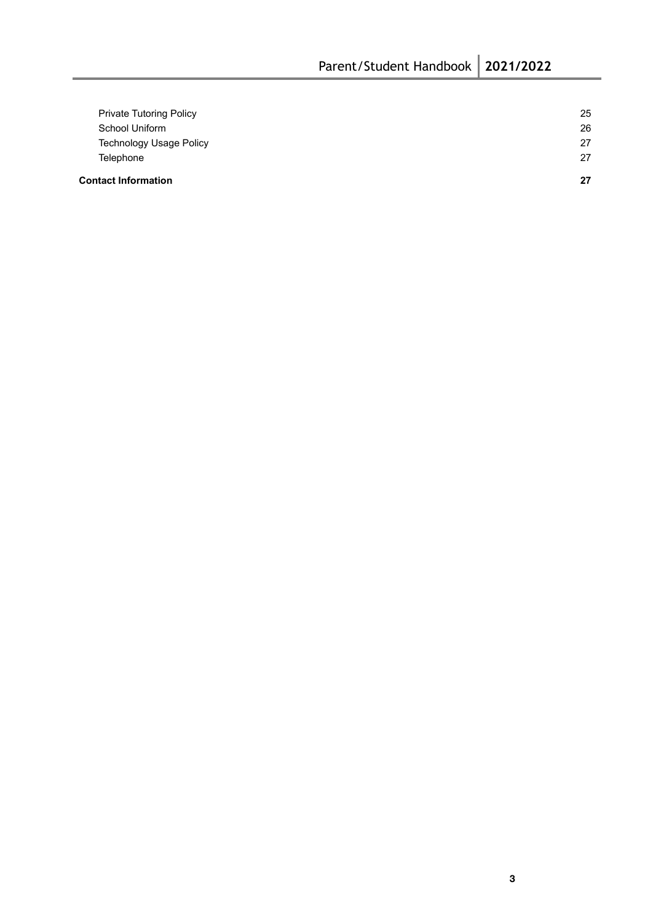| | |
|---|---|
| Private Tutoring Policy | 25 |
| School Uniform | 26 |
| Technology Usage Policy | 27 |
| Telephone | 27 |
| **Contact Information** | **27** |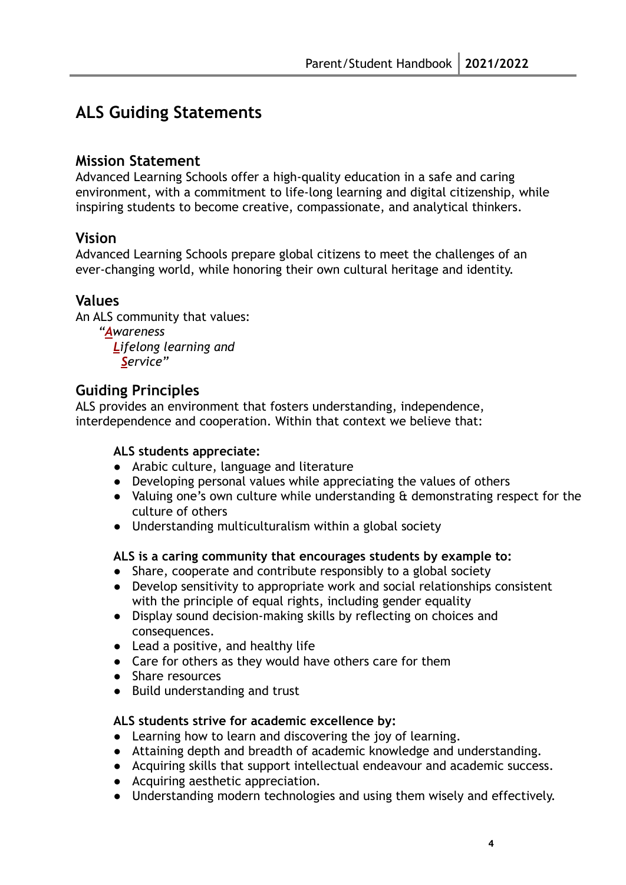# ALS Guiding Statements

## Mission Statement

Advanced Learning Schools offer a high-quality education in a safe and caring environment, with a commitment to life-long learning and digital citizenship, while inspiring students to become creative, compassionate, and analytical thinkers.

## Vision

Advanced Learning Schools prepare global citizens to meet the challenges of an ever-changing world, while honoring their own cultural heritage and identity.

## Values

An ALS community that values:

*"**A**wareness*
*<u>**L**</u>ifelong learning and*
*<u>**S**</u>ervice"*

## Guiding Principles

ALS provides an environment that fosters understanding, independence, interdependence and cooperation. Within that context we believe that:

**ALS students appreciate:**

- Arabic culture, language and literature
- Developing personal values while appreciating the values of others
- Valuing one's own culture while understanding & demonstrating respect for the culture of others
- Understanding multiculturalism within a global society

**ALS is a caring community that encourages students by example to:**

- Share, cooperate and contribute responsibly to a global society
- Develop sensitivity to appropriate work and social relationships consistent with the principle of equal rights, including gender equality
- Display sound decision-making skills by reflecting on choices and consequences.
- Lead a positive, and healthy life
- Care for others as they would have others care for them
- Share resources
- Build understanding and trust

**ALS students strive for academic excellence by:**

- Learning how to learn and discovering the joy of learning.
- Attaining depth and breadth of academic knowledge and understanding.
- Acquiring skills that support intellectual endeavour and academic success.
- Acquiring aesthetic appreciation.
- Understanding modern technologies and using them wisely and effectively.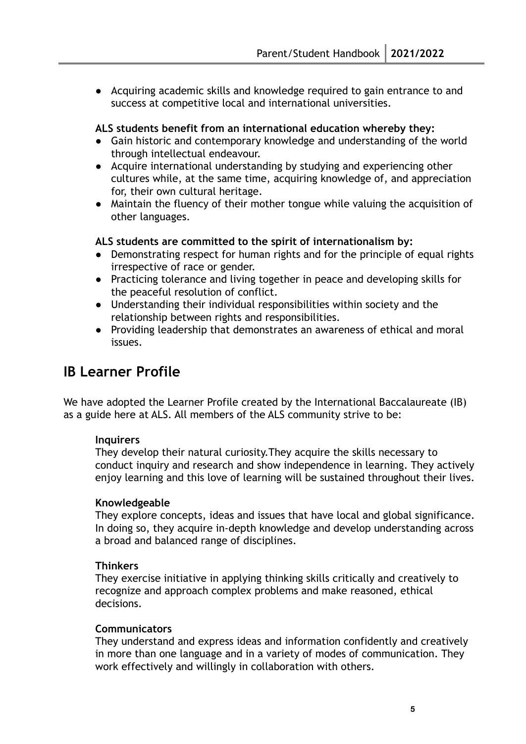- Acquiring academic skills and knowledge required to gain entrance to and success at competitive local and international universities.

**ALS students benefit from an international education whereby they:**

- Gain historic and contemporary knowledge and understanding of the world through intellectual endeavour.
- Acquire international understanding by studying and experiencing other cultures while, at the same time, acquiring knowledge of, and appreciation for, their own cultural heritage.
- Maintain the fluency of their mother tongue while valuing the acquisition of other languages.

**ALS students are committed to the spirit of internationalism by:**

- Demonstrating respect for human rights and for the principle of equal rights irrespective of race or gender.
- Practicing tolerance and living together in peace and developing skills for the peaceful resolution of conflict.
- Understanding their individual responsibilities within society and the relationship between rights and responsibilities.
- Providing leadership that demonstrates an awareness of ethical and moral issues.

## IB Learner Profile

We have adopted the Learner Profile created by the International Baccalaureate (IB) as a guide here at ALS. All members of the ALS community strive to be:

**Inquirers**
They develop their natural curiosity.They acquire the skills necessary to conduct inquiry and research and show independence in learning. They actively enjoy learning and this love of learning will be sustained throughout their lives.

**Knowledgeable**
They explore concepts, ideas and issues that have local and global significance. In doing so, they acquire in-depth knowledge and develop understanding across a broad and balanced range of disciplines.

**Thinkers**
They exercise initiative in applying thinking skills critically and creatively to recognize and approach complex problems and make reasoned, ethical decisions.

**Communicators**
They understand and express ideas and information confidently and creatively in more than one language and in a variety of modes of communication. They work effectively and willingly in collaboration with others.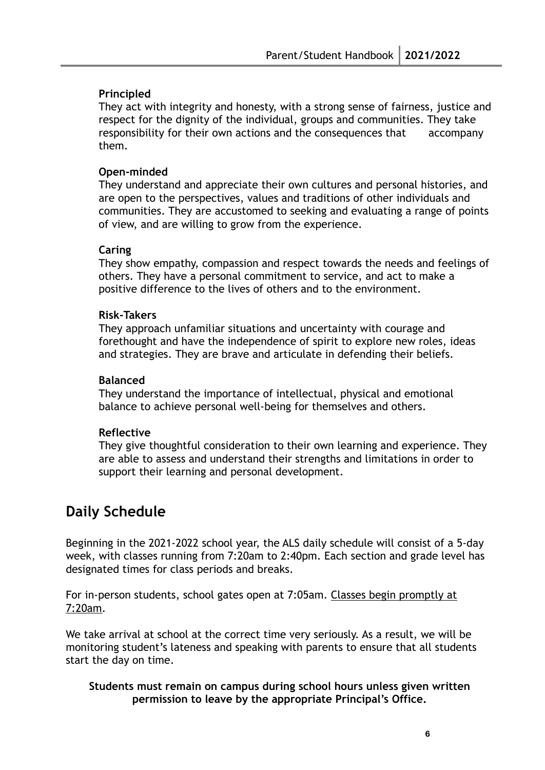**Principled**
They act with integrity and honesty, with a strong sense of fairness, justice and respect for the dignity of the individual, groups and communities. They take responsibility for their own actions and the consequences that accompany them.

**Open-minded**
They understand and appreciate their own cultures and personal histories, and are open to the perspectives, values and traditions of other individuals and communities. They are accustomed to seeking and evaluating a range of points of view, and are willing to grow from the experience.

**Caring**
They show empathy, compassion and respect towards the needs and feelings of others. They have a personal commitment to service, and act to make a positive difference to the lives of others and to the environment.

**Risk-Takers**
They approach unfamiliar situations and uncertainty with courage and forethought and have the independence of spirit to explore new roles, ideas and strategies. They are brave and articulate in defending their beliefs.

**Balanced**
They understand the importance of intellectual, physical and emotional balance to achieve personal well-being for themselves and others.

**Reflective**
They give thoughtful consideration to their own learning and experience. They are able to assess and understand their strengths and limitations in order to support their learning and personal development.

## Daily Schedule

Beginning in the 2021-2022 school year, the ALS daily schedule will consist of a 5-day week, with classes running from 7:20am to 2:40pm. Each section and grade level has designated times for class periods and breaks.

For in-person students, school gates open at 7:05am. <u>Classes begin promptly at 7:20am</u>.

We take arrival at school at the correct time very seriously. As a result, we will be monitoring student's lateness and speaking with parents to ensure that all students start the day on time.

**Students must remain on campus during school hours unless given written permission to leave by the appropriate Principal's Office.**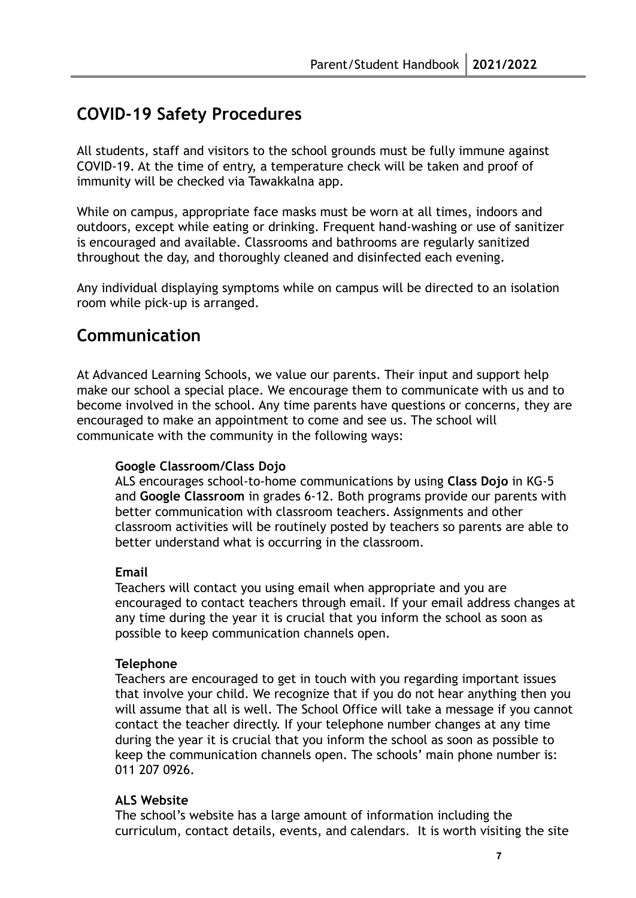## COVID-19 Safety Procedures

All students, staff and visitors to the school grounds must be fully immune against COVID-19. At the time of entry, a temperature check will be taken and proof of immunity will be checked via Tawakkalna app.

While on campus, appropriate face masks must be worn at all times, indoors and outdoors, except while eating or drinking. Frequent hand-washing or use of sanitizer is encouraged and available. Classrooms and bathrooms are regularly sanitized throughout the day, and thoroughly cleaned and disinfected each evening.

Any individual displaying symptoms while on campus will be directed to an isolation room while pick-up is arranged.

## Communication

At Advanced Learning Schools, we value our parents. Their input and support help make our school a special place. We encourage them to communicate with us and to become involved in the school. Any time parents have questions or concerns, they are encouraged to make an appointment to come and see us. The school will communicate with the community in the following ways:

**Google Classroom/Class Dojo**
ALS encourages school-to-home communications by using **Class Dojo** in KG-5 and **Google Classroom** in grades 6-12. Both programs provide our parents with better communication with classroom teachers. Assignments and other classroom activities will be routinely posted by teachers so parents are able to better understand what is occurring in the classroom.

**Email**
Teachers will contact you using email when appropriate and you are encouraged to contact teachers through email. If your email address changes at any time during the year it is crucial that you inform the school as soon as possible to keep communication channels open.

**Telephone**
Teachers are encouraged to get in touch with you regarding important issues that involve your child. We recognize that if you do not hear anything then you will assume that all is well. The School Office will take a message if you cannot contact the teacher directly. If your telephone number changes at any time during the year it is crucial that you inform the school as soon as possible to keep the communication channels open. The schools' main phone number is: 011 207 0926.

**ALS Website**
The school's website has a large amount of information including the curriculum, contact details, events, and calendars. It is worth visiting the site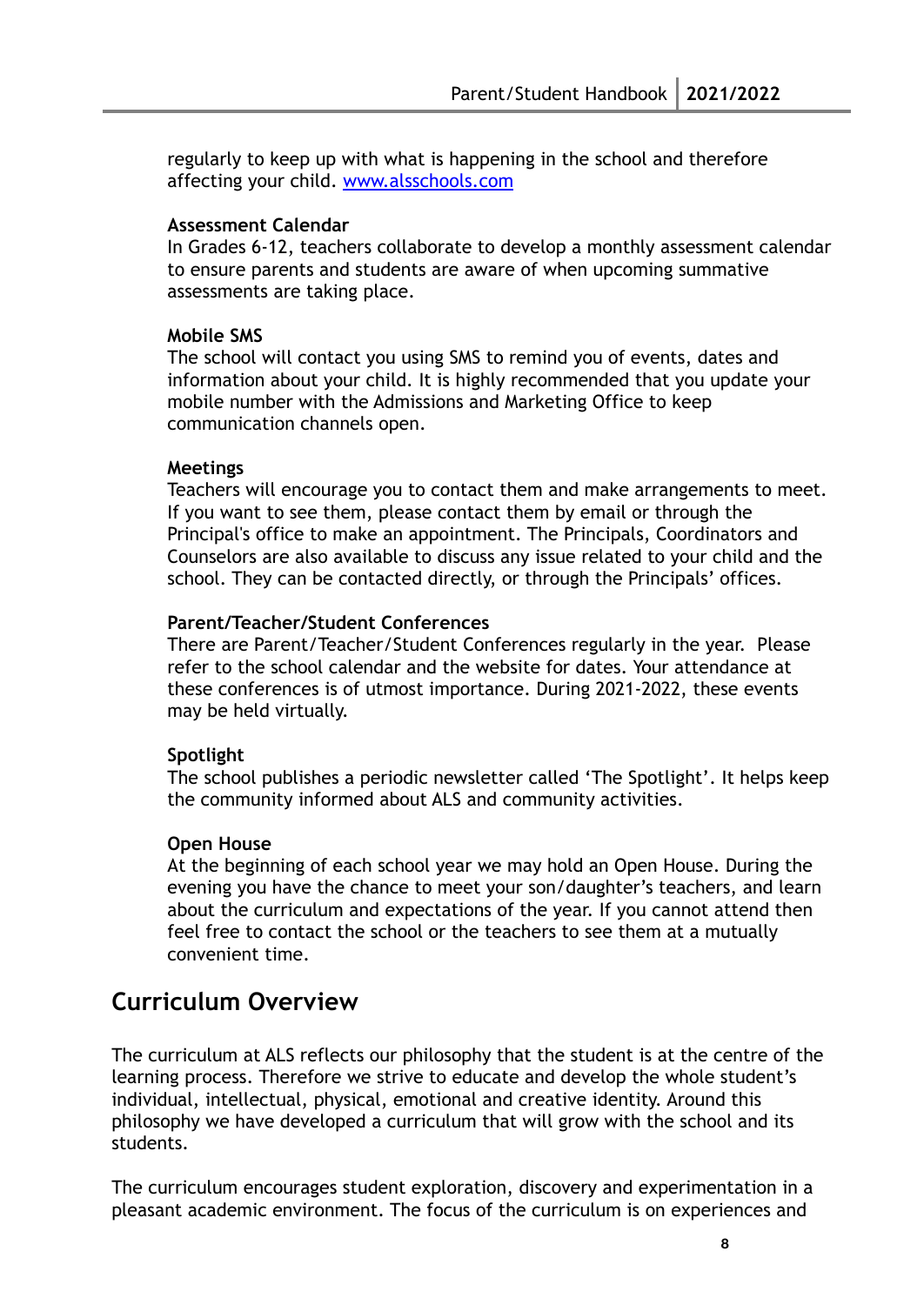regularly to keep up with what is happening in the school and therefore affecting your child. [www.alsschools.com](http://www.alsschools.com)

**Assessment Calendar**

In Grades 6-12, teachers collaborate to develop a monthly assessment calendar to ensure parents and students are aware of when upcoming summative assessments are taking place.

**Mobile SMS**

The school will contact you using SMS to remind you of events, dates and information about your child. It is highly recommended that you update your mobile number with the Admissions and Marketing Office to keep communication channels open.

**Meetings**

Teachers will encourage you to contact them and make arrangements to meet. If you want to see them, please contact them by email or through the Principal's office to make an appointment. The Principals, Coordinators and Counselors are also available to discuss any issue related to your child and the school. They can be contacted directly, or through the Principals' offices.

**Parent/Teacher/Student Conferences**

There are Parent/Teacher/Student Conferences regularly in the year. Please refer to the school calendar and the website for dates. Your attendance at these conferences is of utmost importance. During 2021-2022, these events may be held virtually.

**Spotlight**

The school publishes a periodic newsletter called 'The Spotlight'. It helps keep the community informed about ALS and community activities.

**Open House**

At the beginning of each school year we may hold an Open House. During the evening you have the chance to meet your son/daughter's teachers, and learn about the curriculum and expectations of the year. If you cannot attend then feel free to contact the school or the teachers to see them at a mutually convenient time.

## Curriculum Overview

The curriculum at ALS reflects our philosophy that the student is at the centre of the learning process. Therefore we strive to educate and develop the whole student's individual, intellectual, physical, emotional and creative identity. Around this philosophy we have developed a curriculum that will grow with the school and its students.

The curriculum encourages student exploration, discovery and experimentation in a pleasant academic environment. The focus of the curriculum is on experiences and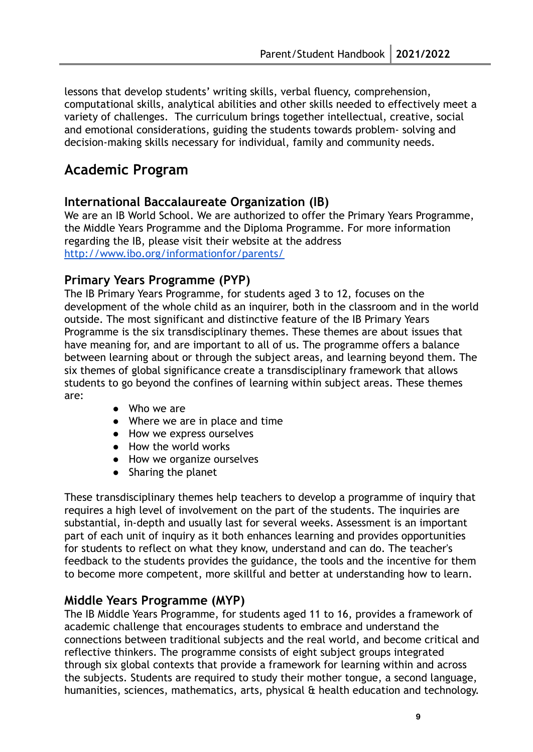lessons that develop students' writing skills, verbal fluency, comprehension, computational skills, analytical abilities and other skills needed to effectively meet a variety of challenges.  The curriculum brings together intellectual, creative, social and emotional considerations, guiding the students towards problem- solving and decision-making skills necessary for individual, family and community needs.

## Academic Program

### International Baccalaureate Organization (IB)

We are an IB World School. We are authorized to offer the Primary Years Programme, the Middle Years Programme and the Diploma Programme. For more information regarding the IB, please visit their website at the address [http://www.ibo.org/informationfor/parents/](http://www.ibo.org/informationfor/parents/)

### Primary Years Programme (PYP)

The IB Primary Years Programme, for students aged 3 to 12, focuses on the development of the whole child as an inquirer, both in the classroom and in the world outside. The most significant and distinctive feature of the IB Primary Years Programme is the six transdisciplinary themes. These themes are about issues that have meaning for, and are important to all of us. The programme offers a balance between learning about or through the subject areas, and learning beyond them. The six themes of global significance create a transdisciplinary framework that allows students to go beyond the confines of learning within subject areas. These themes are:

- Who we are
- Where we are in place and time
- How we express ourselves
- How the world works
- How we organize ourselves
- Sharing the planet

These transdisciplinary themes help teachers to develop a programme of inquiry that requires a high level of involvement on the part of the students. The inquiries are substantial, in-depth and usually last for several weeks. Assessment is an important part of each unit of inquiry as it both enhances learning and provides opportunities for students to reflect on what they know, understand and can do. The teacher's feedback to the students provides the guidance, the tools and the incentive for them to become more competent, more skillful and better at understanding how to learn.

### Middle Years Programme (MYP)

The IB Middle Years Programme, for students aged 11 to 16, provides a framework of academic challenge that encourages students to embrace and understand the connections between traditional subjects and the real world, and become critical and reflective thinkers. The programme consists of eight subject groups integrated through six global contexts that provide a framework for learning within and across the subjects. Students are required to study their mother tongue, a second language, humanities, sciences, mathematics, arts, physical & health education and technology.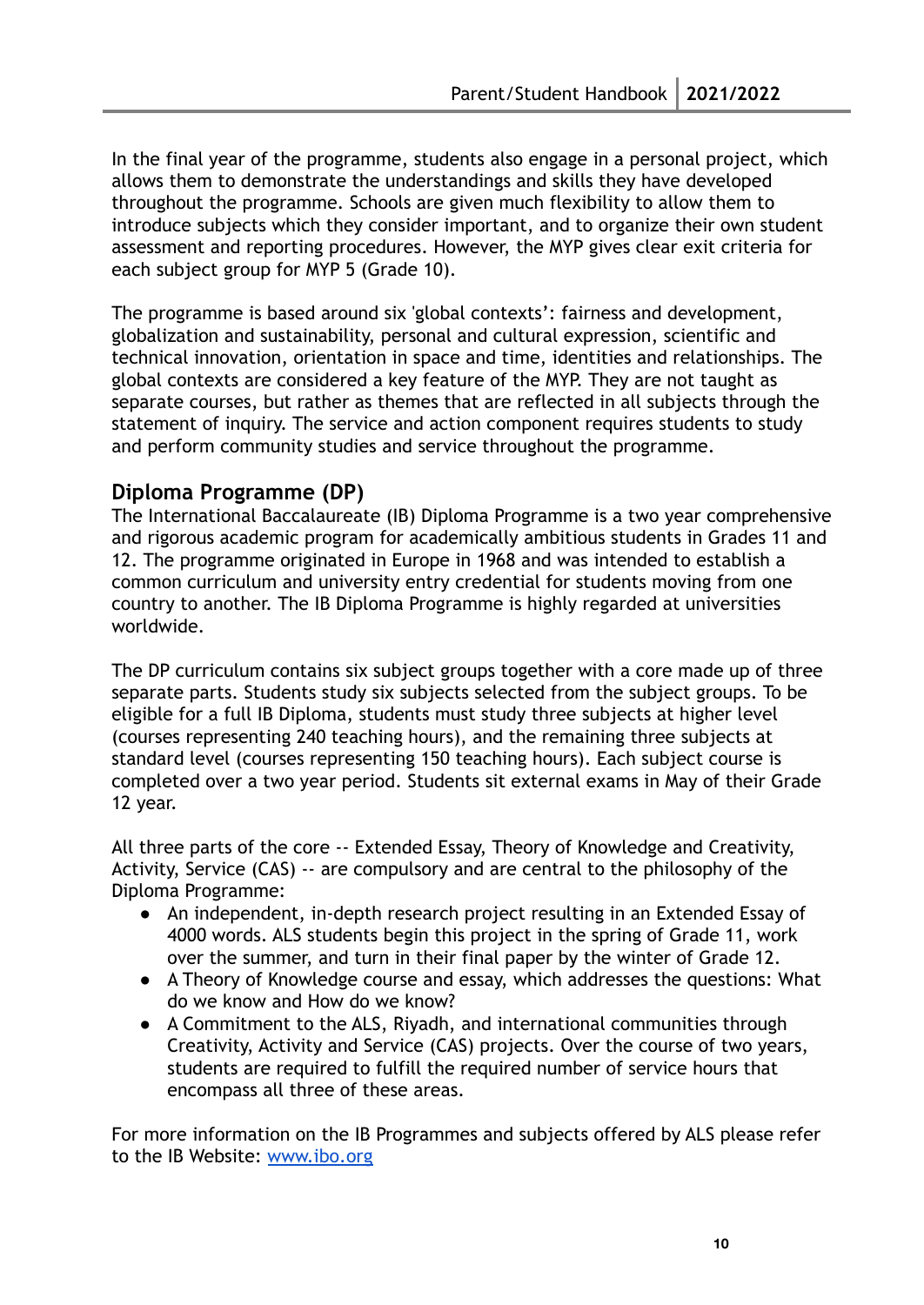In the final year of the programme, students also engage in a personal project, which allows them to demonstrate the understandings and skills they have developed throughout the programme. Schools are given much flexibility to allow them to introduce subjects which they consider important, and to organize their own student assessment and reporting procedures. However, the MYP gives clear exit criteria for each subject group for MYP 5 (Grade 10).

The programme is based around six 'global contexts': fairness and development, globalization and sustainability, personal and cultural expression, scientific and technical innovation, orientation in space and time, identities and relationships. The global contexts are considered a key feature of the MYP. They are not taught as separate courses, but rather as themes that are reflected in all subjects through the statement of inquiry. The service and action component requires students to study and perform community studies and service throughout the programme.

## Diploma Programme (DP)

The International Baccalaureate (IB) Diploma Programme is a two year comprehensive and rigorous academic program for academically ambitious students in Grades 11 and 12. The programme originated in Europe in 1968 and was intended to establish a common curriculum and university entry credential for students moving from one country to another. The IB Diploma Programme is highly regarded at universities worldwide.

The DP curriculum contains six subject groups together with a core made up of three separate parts. Students study six subjects selected from the subject groups. To be eligible for a full IB Diploma, students must study three subjects at higher level (courses representing 240 teaching hours), and the remaining three subjects at standard level (courses representing 150 teaching hours). Each subject course is completed over a two year period. Students sit external exams in May of their Grade 12 year.

All three parts of the core -- Extended Essay, Theory of Knowledge and Creativity, Activity, Service (CAS) -- are compulsory and are central to the philosophy of the Diploma Programme:

- An independent, in-depth research project resulting in an Extended Essay of 4000 words. ALS students begin this project in the spring of Grade 11, work over the summer, and turn in their final paper by the winter of Grade 12.
- A Theory of Knowledge course and essay, which addresses the questions: What do we know and How do we know?
- A Commitment to the ALS, Riyadh, and international communities through Creativity, Activity and Service (CAS) projects. Over the course of two years, students are required to fulfill the required number of service hours that encompass all three of these areas.

For more information on the IB Programmes and subjects offered by ALS please refer to the IB Website: [www.ibo.org](http://www.ibo.org)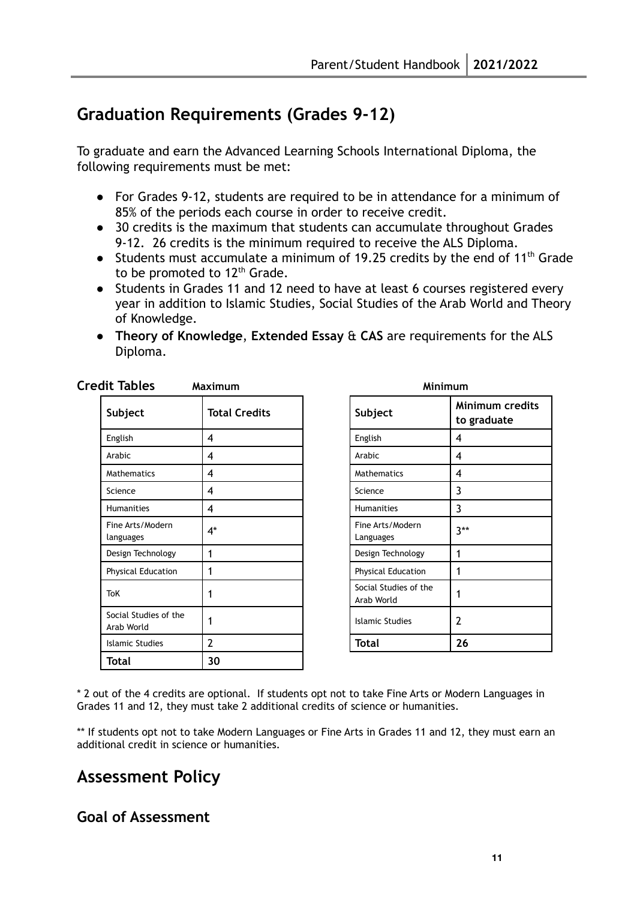## Graduation Requirements (Grades 9-12)

To graduate and earn the Advanced Learning Schools International Diploma, the following requirements must be met:

- For Grades 9-12, students are required to be in attendance for a minimum of 85% of the periods each course in order to receive credit.
- 30 credits is the maximum that students can accumulate throughout Grades 9-12. 26 credits is the minimum required to receive the ALS Diploma.
- Students must accumulate a minimum of 19.25 credits by the end of 11th Grade to be promoted to 12th Grade.
- Students in Grades 11 and 12 need to have at least 6 courses registered every year in addition to Islamic Studies, Social Studies of the Arab World and Theory of Knowledge.
- **Theory of Knowledge**, **Extended Essay** & **CAS** are requirements for the ALS Diploma.

**Credit Tables**

**Maximum**

| Subject | Total Credits |
|---|---|
| English | 4 |
| Arabic | 4 |
| Mathematics | 4 |
| Science | 4 |
| Humanities | 4 |
| Fine Arts/Modern languages | 4* |
| Design Technology | 1 |
| Physical Education | 1 |
| ToK | 1 |
| Social Studies of the Arab World | 1 |
| Islamic Studies | 2 |
| **Total** | **30** |

**Minimum**

| Subject | Minimum credits to graduate |
|---|---|
| English | 4 |
| Arabic | 4 |
| Mathematics | 4 |
| Science | 3 |
| Humanities | 3 |
| Fine Arts/Modern Languages | 3** |
| Design Technology | 1 |
| Physical Education | 1 |
| Social Studies of the Arab World | 1 |
| Islamic Studies | 2 |
| **Total** | **26** |

* 2 out of the 4 credits are optional. If students opt not to take Fine Arts or Modern Languages in Grades 11 and 12, they must take 2 additional credits of science or humanities.

** If students opt not to take Modern Languages or Fine Arts in Grades 11 and 12, they must earn an additional credit in science or humanities.

## Assessment Policy

### Goal of Assessment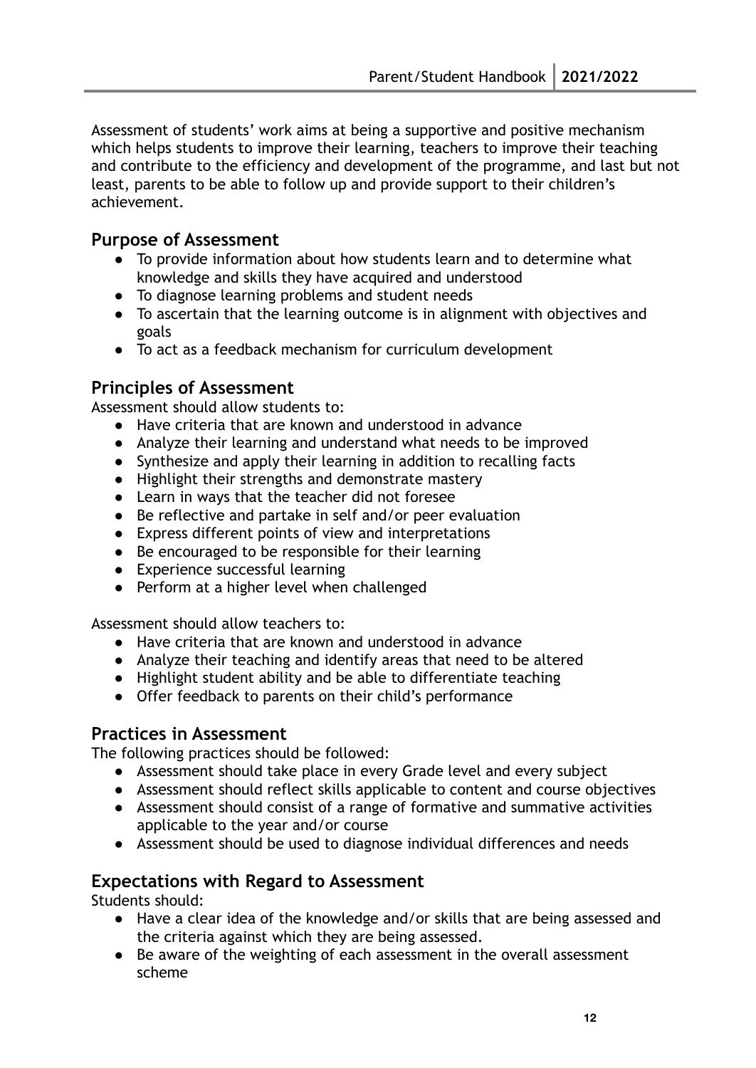Assessment of students' work aims at being a supportive and positive mechanism which helps students to improve their learning, teachers to improve their teaching and contribute to the efficiency and development of the programme, and last but not least, parents to be able to follow up and provide support to their children's achievement.

## Purpose of Assessment

- To provide information about how students learn and to determine what knowledge and skills they have acquired and understood
- To diagnose learning problems and student needs
- To ascertain that the learning outcome is in alignment with objectives and goals
- To act as a feedback mechanism for curriculum development

## Principles of Assessment

Assessment should allow students to:

- Have criteria that are known and understood in advance
- Analyze their learning and understand what needs to be improved
- Synthesize and apply their learning in addition to recalling facts
- Highlight their strengths and demonstrate mastery
- Learn in ways that the teacher did not foresee
- Be reflective and partake in self and/or peer evaluation
- Express different points of view and interpretations
- Be encouraged to be responsible for their learning
- Experience successful learning
- Perform at a higher level when challenged

Assessment should allow teachers to:

- Have criteria that are known and understood in advance
- Analyze their teaching and identify areas that need to be altered
- Highlight student ability and be able to differentiate teaching
- Offer feedback to parents on their child's performance

## Practices in Assessment

The following practices should be followed:

- Assessment should take place in every Grade level and every subject
- Assessment should reflect skills applicable to content and course objectives
- Assessment should consist of a range of formative and summative activities applicable to the year and/or course
- Assessment should be used to diagnose individual differences and needs

## Expectations with Regard to Assessment

Students should:

- Have a clear idea of the knowledge and/or skills that are being assessed and the criteria against which they are being assessed.
- Be aware of the weighting of each assessment in the overall assessment scheme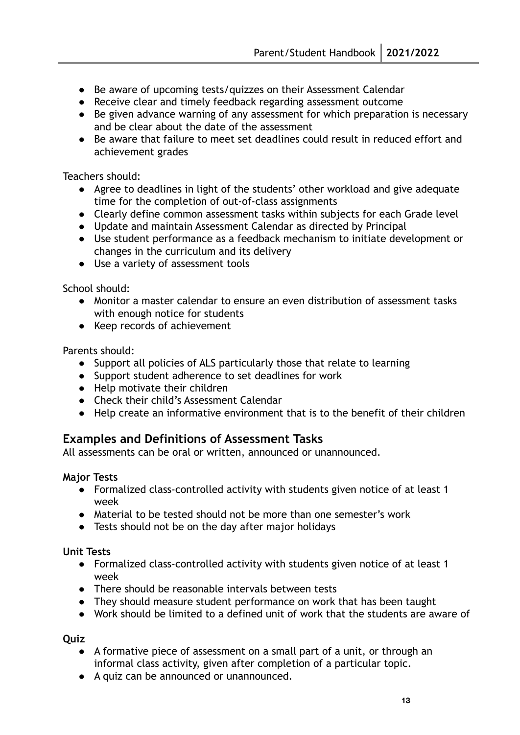- Be aware of upcoming tests/quizzes on their Assessment Calendar
- Receive clear and timely feedback regarding assessment outcome
- Be given advance warning of any assessment for which preparation is necessary and be clear about the date of the assessment
- Be aware that failure to meet set deadlines could result in reduced effort and achievement grades

Teachers should:

- Agree to deadlines in light of the students' other workload and give adequate time for the completion of out-of-class assignments
- Clearly define common assessment tasks within subjects for each Grade level
- Update and maintain Assessment Calendar as directed by Principal
- Use student performance as a feedback mechanism to initiate development or changes in the curriculum and its delivery
- Use a variety of assessment tools

School should:

- Monitor a master calendar to ensure an even distribution of assessment tasks with enough notice for students
- Keep records of achievement

Parents should:

- Support all policies of ALS particularly those that relate to learning
- Support student adherence to set deadlines for work
- Help motivate their children
- Check their child's Assessment Calendar
- Help create an informative environment that is to the benefit of their children

## Examples and Definitions of Assessment Tasks

All assessments can be oral or written, announced or unannounced.

**Major Tests**

- Formalized class-controlled activity with students given notice of at least 1 week
- Material to be tested should not be more than one semester's work
- Tests should not be on the day after major holidays

**Unit Tests**

- Formalized class-controlled activity with students given notice of at least 1 week
- There should be reasonable intervals between tests
- They should measure student performance on work that has been taught
- Work should be limited to a defined unit of work that the students are aware of

**Quiz**

- A formative piece of assessment on a small part of a unit, or through an informal class activity, given after completion of a particular topic.
- A quiz can be announced or unannounced.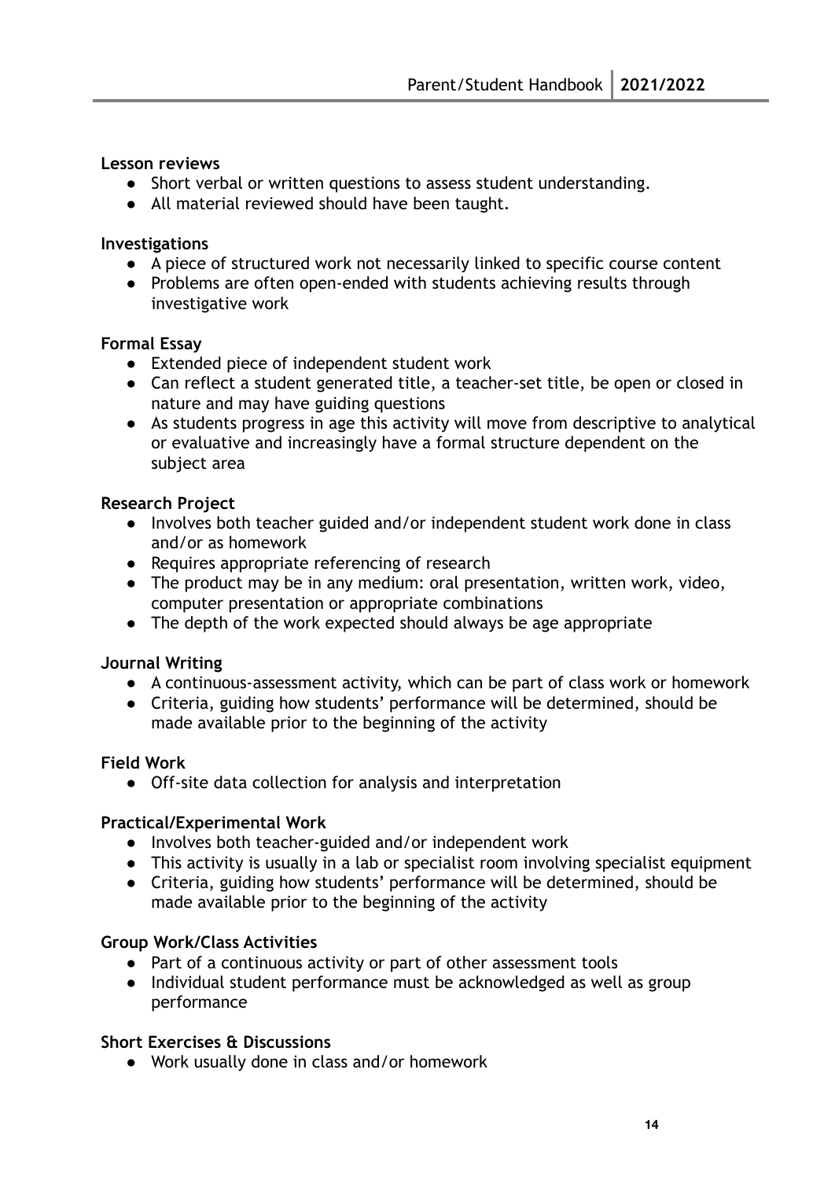**Lesson reviews**

- Short verbal or written questions to assess student understanding.
- All material reviewed should have been taught.

**Investigations**

- A piece of structured work not necessarily linked to specific course content
- Problems are often open-ended with students achieving results through investigative work

**Formal Essay**

- Extended piece of independent student work
- Can reflect a student generated title, a teacher-set title, be open or closed in nature and may have guiding questions
- As students progress in age this activity will move from descriptive to analytical or evaluative and increasingly have a formal structure dependent on the subject area

**Research Project**

- Involves both teacher guided and/or independent student work done in class and/or as homework
- Requires appropriate referencing of research
- The product may be in any medium: oral presentation, written work, video, computer presentation or appropriate combinations
- The depth of the work expected should always be age appropriate

**Journal Writing**

- A continuous-assessment activity, which can be part of class work or homework
- Criteria, guiding how students' performance will be determined, should be made available prior to the beginning of the activity

**Field Work**

- Off-site data collection for analysis and interpretation

**Practical/Experimental Work**

- Involves both teacher-guided and/or independent work
- This activity is usually in a lab or specialist room involving specialist equipment
- Criteria, guiding how students' performance will be determined, should be made available prior to the beginning of the activity

**Group Work/Class Activities**

- Part of a continuous activity or part of other assessment tools
- Individual student performance must be acknowledged as well as group performance

**Short Exercises & Discussions**

- Work usually done in class and/or homework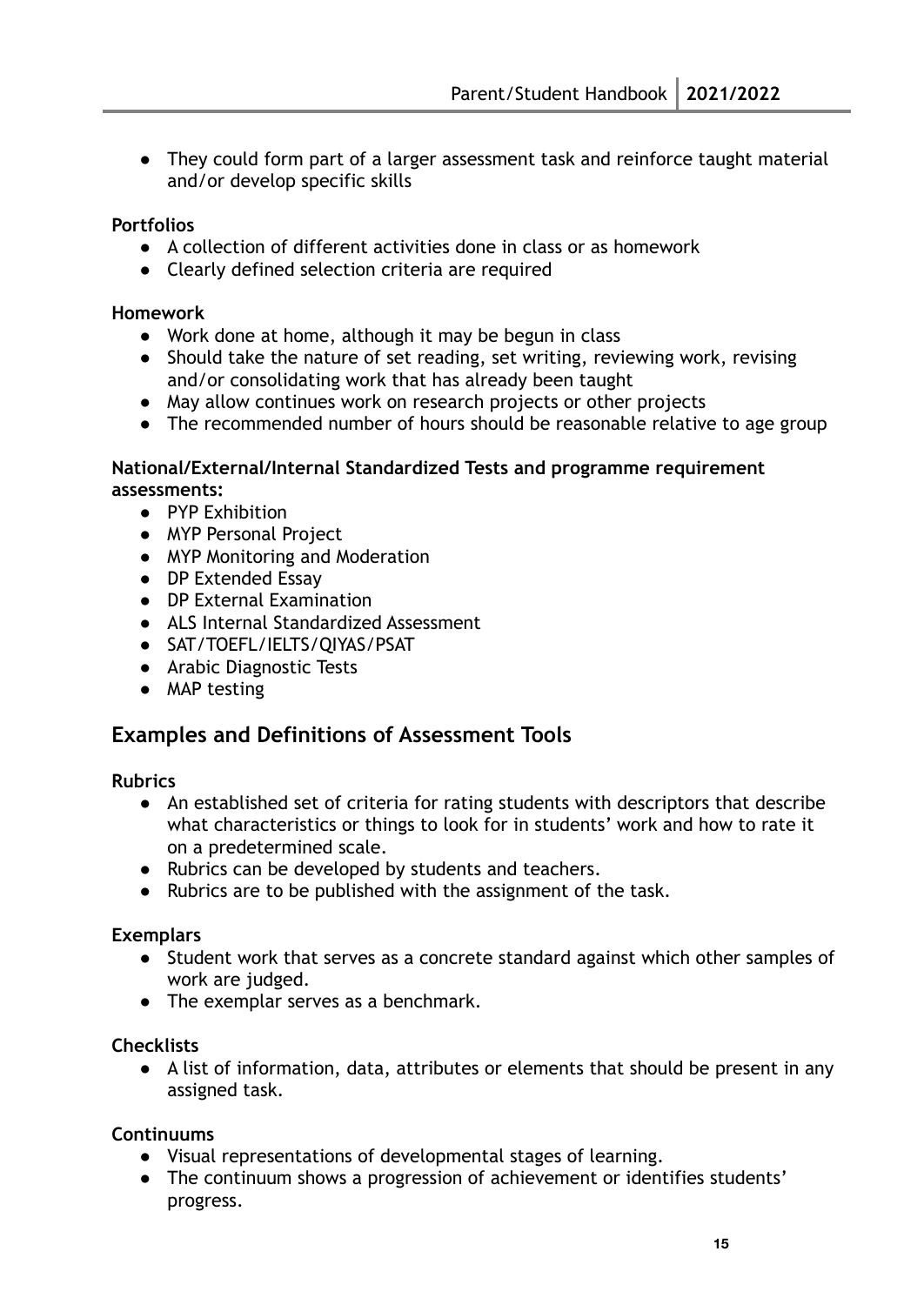- They could form part of a larger assessment task and reinforce taught material and/or develop specific skills

**Portfolios**

- A collection of different activities done in class or as homework
- Clearly defined selection criteria are required

**Homework**

- Work done at home, although it may be begun in class
- Should take the nature of set reading, set writing, reviewing work, revising and/or consolidating work that has already been taught
- May allow continues work on research projects or other projects
- The recommended number of hours should be reasonable relative to age group

**National/External/Internal Standardized Tests and programme requirement assessments:**

- PYP Exhibition
- MYP Personal Project
- MYP Monitoring and Moderation
- DP Extended Essay
- DP External Examination
- ALS Internal Standardized Assessment
- SAT/TOEFL/IELTS/QIYAS/PSAT
- Arabic Diagnostic Tests
- MAP testing

## Examples and Definitions of Assessment Tools

**Rubrics**

- An established set of criteria for rating students with descriptors that describe what characteristics or things to look for in students' work and how to rate it on a predetermined scale.
- Rubrics can be developed by students and teachers.
- Rubrics are to be published with the assignment of the task.

**Exemplars**

- Student work that serves as a concrete standard against which other samples of work are judged.
- The exemplar serves as a benchmark.

**Checklists**

- A list of information, data, attributes or elements that should be present in any assigned task.

**Continuums**

- Visual representations of developmental stages of learning.
- The continuum shows a progression of achievement or identifies students' progress.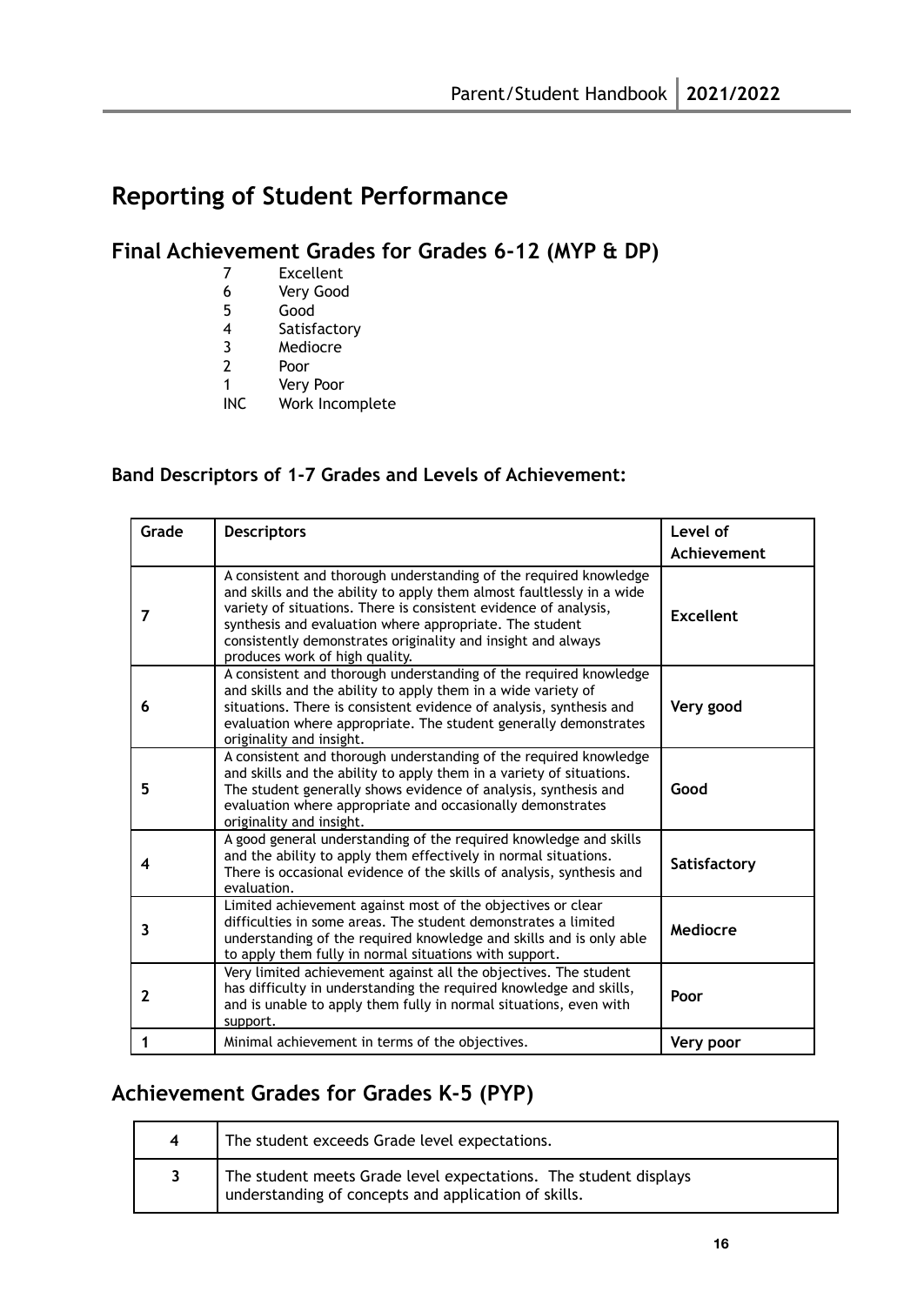# Reporting of Student Performance

## Final Achievement Grades for Grades 6-12 (MYP & DP)

- 7 Excellent
- 6 Very Good
- 5 Good
- 4 Satisfactory
- 3 Mediocre
- 2 Poor
- 1 Very Poor
- INC Work Incomplete

### Band Descriptors of 1-7 Grades and Levels of Achievement:

| Grade | Descriptors | Level of Achievement |
|---|---|---|
| 7 | A consistent and thorough understanding of the required knowledge and skills and the ability to apply them almost faultlessly in a wide variety of situations. There is consistent evidence of analysis, synthesis and evaluation where appropriate. The student consistently demonstrates originality and insight and always produces work of high quality. | **Excellent** |
| 6 | A consistent and thorough understanding of the required knowledge and skills and the ability to apply them in a wide variety of situations. There is consistent evidence of analysis, synthesis and evaluation where appropriate. The student generally demonstrates originality and insight. | **Very good** |
| 5 | A consistent and thorough understanding of the required knowledge and skills and the ability to apply them in a variety of situations. The student generally shows evidence of analysis, synthesis and evaluation where appropriate and occasionally demonstrates originality and insight. | **Good** |
| 4 | A good general understanding of the required knowledge and skills and the ability to apply them effectively in normal situations. There is occasional evidence of the skills of analysis, synthesis and evaluation. | **Satisfactory** |
| 3 | Limited achievement against most of the objectives or clear difficulties in some areas. The student demonstrates a limited understanding of the required knowledge and skills and is only able to apply them fully in normal situations with support. | **Mediocre** |
| 2 | Very limited achievement against all the objectives. The student has difficulty in understanding the required knowledge and skills, and is unable to apply them fully in normal situations, even with support. | **Poor** |
| 1 | Minimal achievement in terms of the objectives. | **Very poor** |

## Achievement Grades for Grades K-5 (PYP)

| | |
|---|---|
| 4 | The student exceeds Grade level expectations. |
| 3 | The student meets Grade level expectations. The student displays understanding of concepts and application of skills. |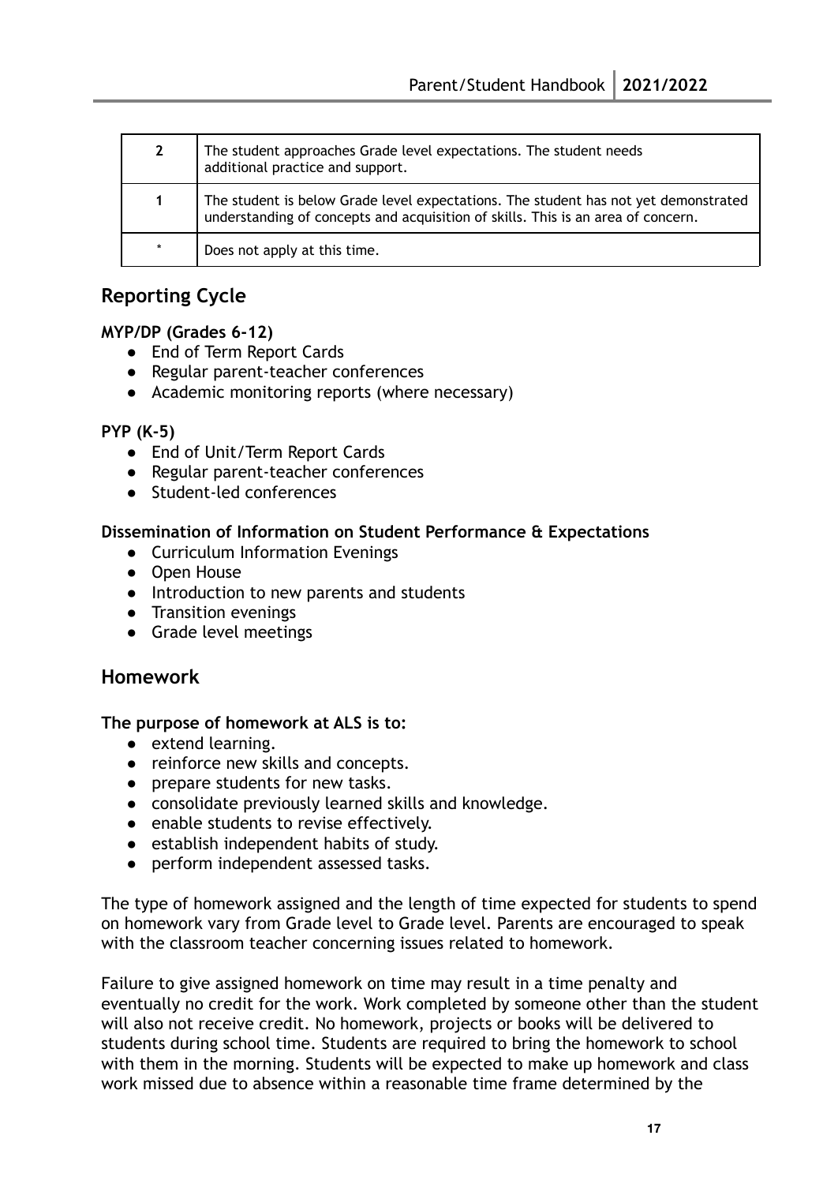| 2 | The student approaches Grade level expectations. The student needs additional practice and support. |
|---|---|
| 1 | The student is below Grade level expectations. The student has not yet demonstrated understanding of concepts and acquisition of skills. This is an area of concern. |
| * | Does not apply at this time. |

## Reporting Cycle

**MYP/DP (Grades 6-12)**

- End of Term Report Cards
- Regular parent-teacher conferences
- Academic monitoring reports (where necessary)

**PYP (K-5)**

- End of Unit/Term Report Cards
- Regular parent-teacher conferences
- Student-led conferences

**Dissemination of Information on Student Performance & Expectations**

- Curriculum Information Evenings
- Open House
- Introduction to new parents and students
- Transition evenings
- Grade level meetings

## Homework

**The purpose of homework at ALS is to:**

- extend learning.
- reinforce new skills and concepts.
- prepare students for new tasks.
- consolidate previously learned skills and knowledge.
- enable students to revise effectively.
- establish independent habits of study.
- perform independent assessed tasks.

The type of homework assigned and the length of time expected for students to spend on homework vary from Grade level to Grade level. Parents are encouraged to speak with the classroom teacher concerning issues related to homework.

Failure to give assigned homework on time may result in a time penalty and eventually no credit for the work. Work completed by someone other than the student will also not receive credit. No homework, projects or books will be delivered to students during school time. Students are required to bring the homework to school with them in the morning. Students will be expected to make up homework and class work missed due to absence within a reasonable time frame determined by the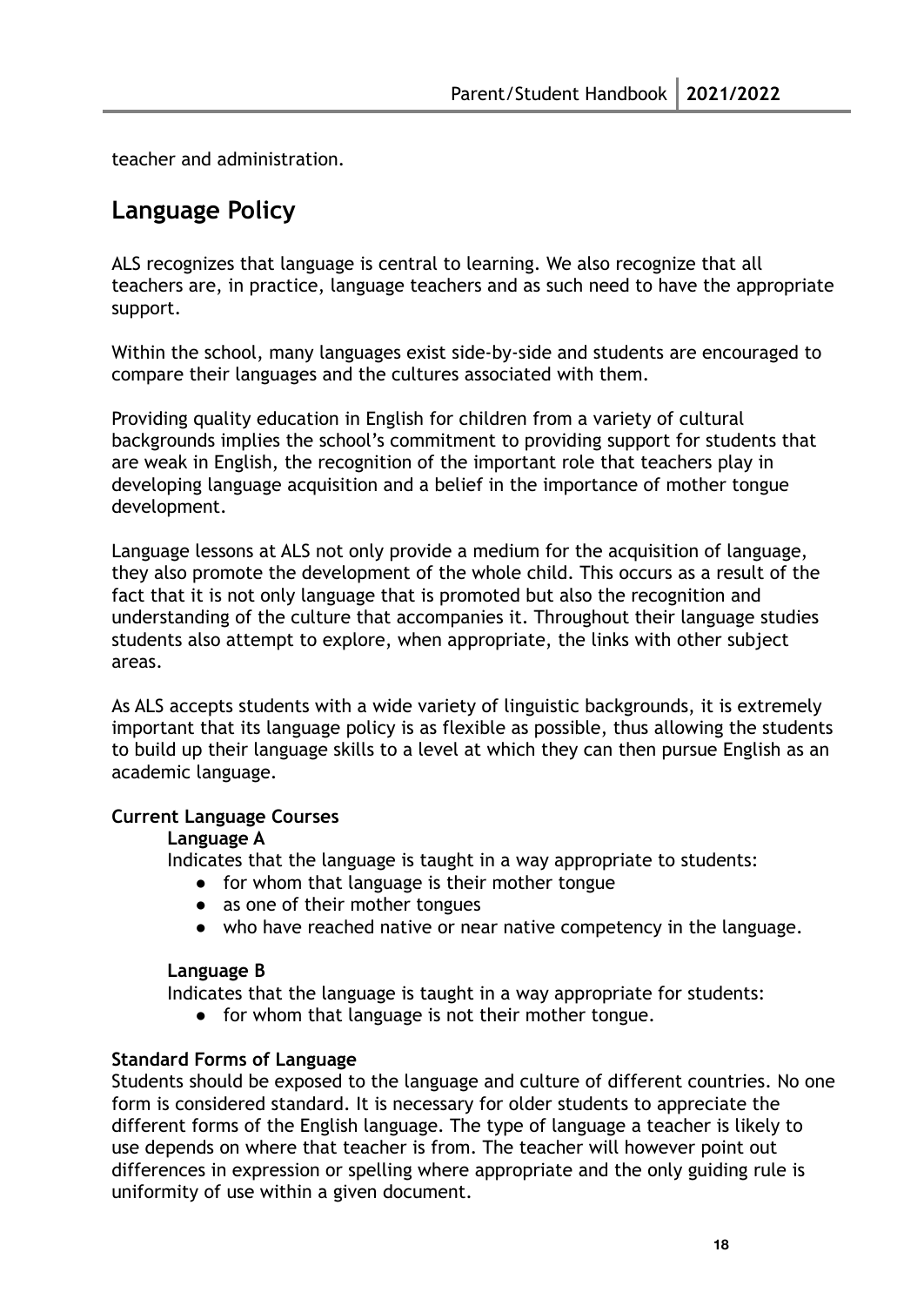teacher and administration.

## Language Policy

ALS recognizes that language is central to learning. We also recognize that all teachers are, in practice, language teachers and as such need to have the appropriate support.

Within the school, many languages exist side-by-side and students are encouraged to compare their languages and the cultures associated with them.

Providing quality education in English for children from a variety of cultural backgrounds implies the school's commitment to providing support for students that are weak in English, the recognition of the important role that teachers play in developing language acquisition and a belief in the importance of mother tongue development.

Language lessons at ALS not only provide a medium for the acquisition of language, they also promote the development of the whole child. This occurs as a result of the fact that it is not only language that is promoted but also the recognition and understanding of the culture that accompanies it. Throughout their language studies students also attempt to explore, when appropriate, the links with other subject areas.

As ALS accepts students with a wide variety of linguistic backgrounds, it is extremely important that its language policy is as flexible as possible, thus allowing the students to build up their language skills to a level at which they can then pursue English as an academic language.

**Current Language Courses**

**Language A**

Indicates that the language is taught in a way appropriate to students:

- for whom that language is their mother tongue
- as one of their mother tongues
- who have reached native or near native competency in the language.

**Language B**

Indicates that the language is taught in a way appropriate for students:

- for whom that language is not their mother tongue.

**Standard Forms of Language**

Students should be exposed to the language and culture of different countries. No one form is considered standard. It is necessary for older students to appreciate the different forms of the English language. The type of language a teacher is likely to use depends on where that teacher is from. The teacher will however point out differences in expression or spelling where appropriate and the only guiding rule is uniformity of use within a given document.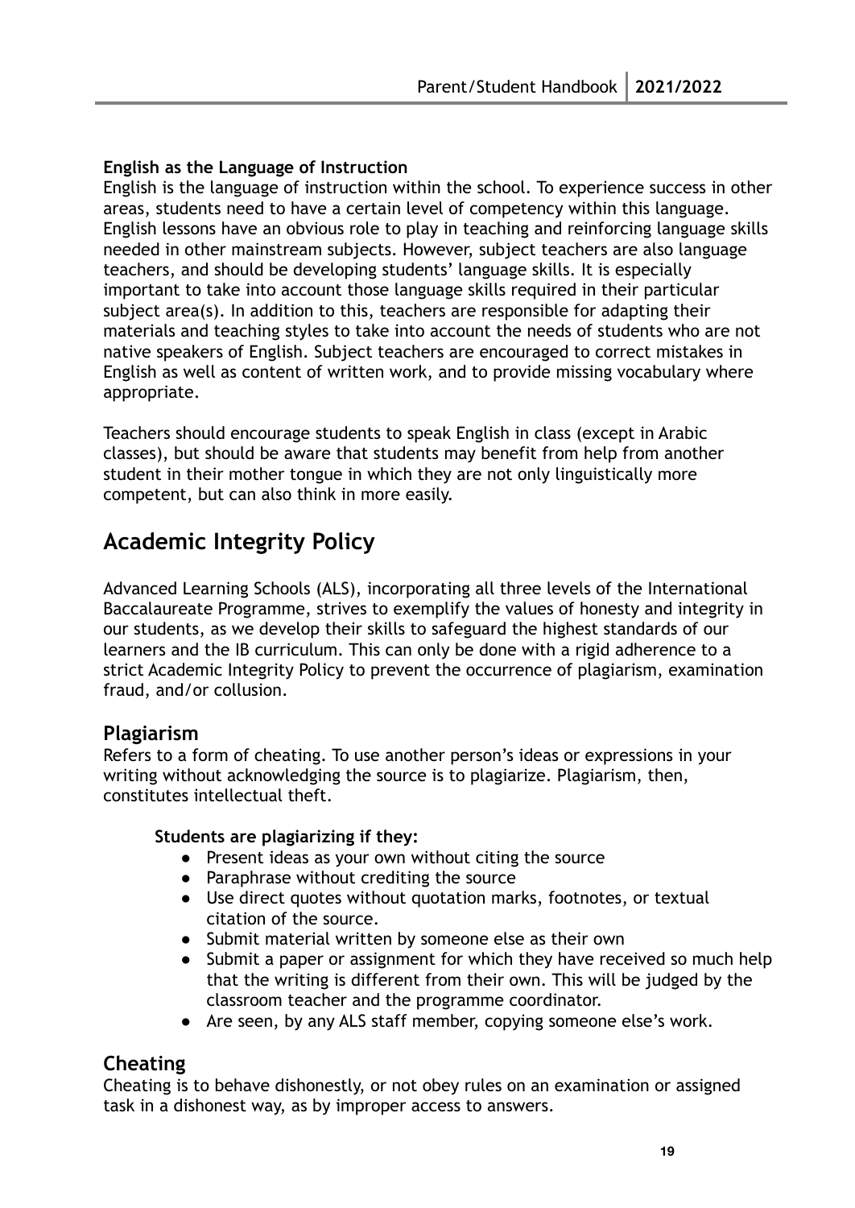**English as the Language of Instruction**

English is the language of instruction within the school. To experience success in other areas, students need to have a certain level of competency within this language. English lessons have an obvious role to play in teaching and reinforcing language skills needed in other mainstream subjects. However, subject teachers are also language teachers, and should be developing students' language skills. It is especially important to take into account those language skills required in their particular subject area(s). In addition to this, teachers are responsible for adapting their materials and teaching styles to take into account the needs of students who are not native speakers of English. Subject teachers are encouraged to correct mistakes in English as well as content of written work, and to provide missing vocabulary where appropriate.

Teachers should encourage students to speak English in class (except in Arabic classes), but should be aware that students may benefit from help from another student in their mother tongue in which they are not only linguistically more competent, but can also think in more easily.

# Academic Integrity Policy

Advanced Learning Schools (ALS), incorporating all three levels of the International Baccalaureate Programme, strives to exemplify the values of honesty and integrity in our students, as we develop their skills to safeguard the highest standards of our learners and the IB curriculum. This can only be done with a rigid adherence to a strict Academic Integrity Policy to prevent the occurrence of plagiarism, examination fraud, and/or collusion.

## Plagiarism

Refers to a form of cheating. To use another person's ideas or expressions in your writing without acknowledging the source is to plagiarize. Plagiarism, then, constitutes intellectual theft.

**Students are plagiarizing if they:**

- Present ideas as your own without citing the source
- Paraphrase without crediting the source
- Use direct quotes without quotation marks, footnotes, or textual citation of the source.
- Submit material written by someone else as their own
- Submit a paper or assignment for which they have received so much help that the writing is different from their own. This will be judged by the classroom teacher and the programme coordinator.
- Are seen, by any ALS staff member, copying someone else's work.

## Cheating

Cheating is to behave dishonestly, or not obey rules on an examination or assigned task in a dishonest way, as by improper access to answers.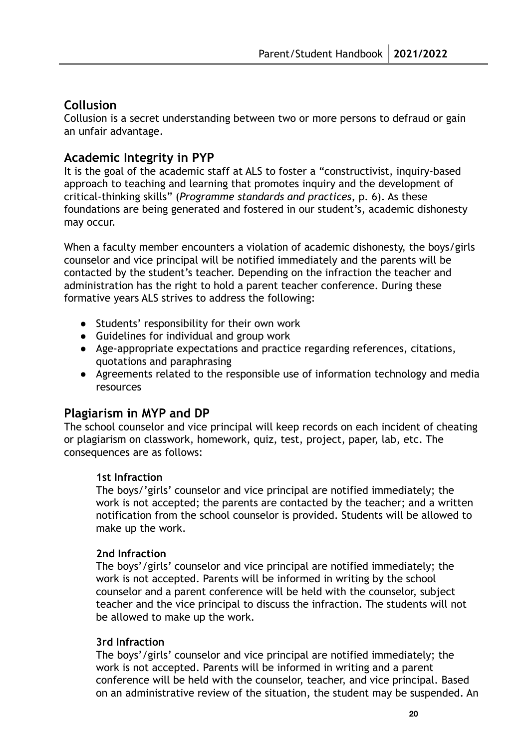## Collusion

Collusion is a secret understanding between two or more persons to defraud or gain an unfair advantage.

## Academic Integrity in PYP

It is the goal of the academic staff at ALS to foster a "constructivist, inquiry-based approach to teaching and learning that promotes inquiry and the development of critical-thinking skills" (*Programme standards and practices*, p. 6). As these foundations are being generated and fostered in our student's, academic dishonesty may occur.

When a faculty member encounters a violation of academic dishonesty, the boys/girls counselor and vice principal will be notified immediately and the parents will be contacted by the student's teacher. Depending on the infraction the teacher and administration has the right to hold a parent teacher conference. During these formative years ALS strives to address the following:

- Students' responsibility for their own work
- Guidelines for individual and group work
- Age-appropriate expectations and practice regarding references, citations, quotations and paraphrasing
- Agreements related to the responsible use of information technology and media resources

## Plagiarism in MYP and DP

The school counselor and vice principal will keep records on each incident of cheating or plagiarism on classwork, homework, quiz, test, project, paper, lab, etc. The consequences are as follows:

**1st Infraction**

The boys/'girls' counselor and vice principal are notified immediately; the work is not accepted; the parents are contacted by the teacher; and a written notification from the school counselor is provided. Students will be allowed to make up the work.

**2nd Infraction**

The boys'/girls' counselor and vice principal are notified immediately; the work is not accepted. Parents will be informed in writing by the school counselor and a parent conference will be held with the counselor, subject teacher and the vice principal to discuss the infraction. The students will not be allowed to make up the work.

**3rd Infraction**

The boys'/girls' counselor and vice principal are notified immediately; the work is not accepted. Parents will be informed in writing and a parent conference will be held with the counselor, teacher, and vice principal. Based on an administrative review of the situation, the student may be suspended. An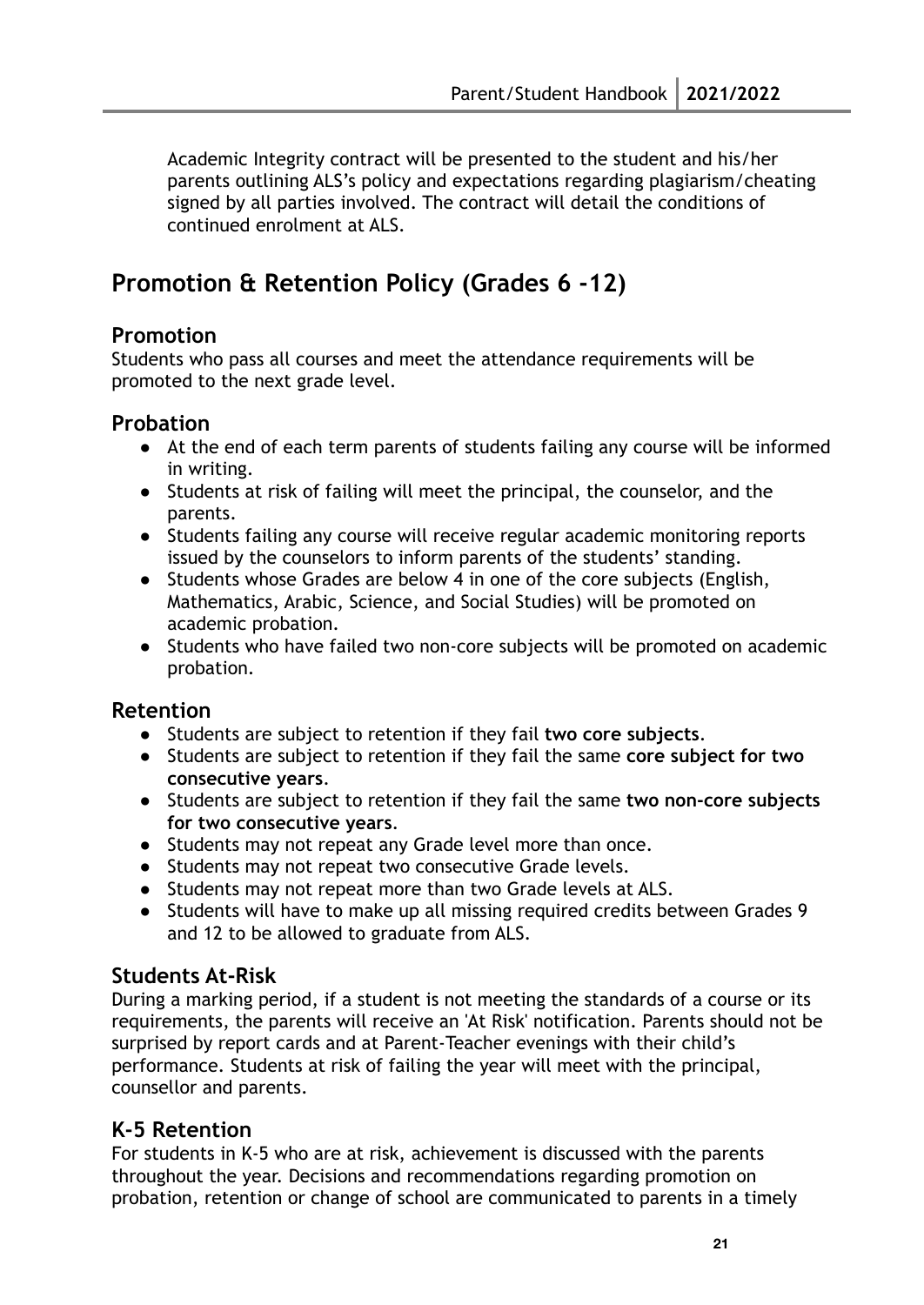Academic Integrity contract will be presented to the student and his/her parents outlining ALS's policy and expectations regarding plagiarism/cheating signed by all parties involved. The contract will detail the conditions of continued enrolment at ALS.

## Promotion & Retention Policy (Grades 6 -12)

### Promotion

Students who pass all courses and meet the attendance requirements will be promoted to the next grade level.

### Probation

- At the end of each term parents of students failing any course will be informed in writing.
- Students at risk of failing will meet the principal, the counselor, and the parents.
- Students failing any course will receive regular academic monitoring reports issued by the counselors to inform parents of the students' standing.
- Students whose Grades are below 4 in one of the core subjects (English, Mathematics, Arabic, Science, and Social Studies) will be promoted on academic probation.
- Students who have failed two non-core subjects will be promoted on academic probation.

### Retention

- Students are subject to retention if they fail **two core subjects**.
- Students are subject to retention if they fail the same **core subject for two consecutive years**.
- Students are subject to retention if they fail the same **two non-core subjects for two consecutive years**.
- Students may not repeat any Grade level more than once.
- Students may not repeat two consecutive Grade levels.
- Students may not repeat more than two Grade levels at ALS.
- Students will have to make up all missing required credits between Grades 9 and 12 to be allowed to graduate from ALS.

### Students At-Risk

During a marking period, if a student is not meeting the standards of a course or its requirements, the parents will receive an 'At Risk' notification. Parents should not be surprised by report cards and at Parent-Teacher evenings with their child's performance. Students at risk of failing the year will meet with the principal, counsellor and parents.

### K-5 Retention

For students in K-5 who are at risk, achievement is discussed with the parents throughout the year. Decisions and recommendations regarding promotion on probation, retention or change of school are communicated to parents in a timely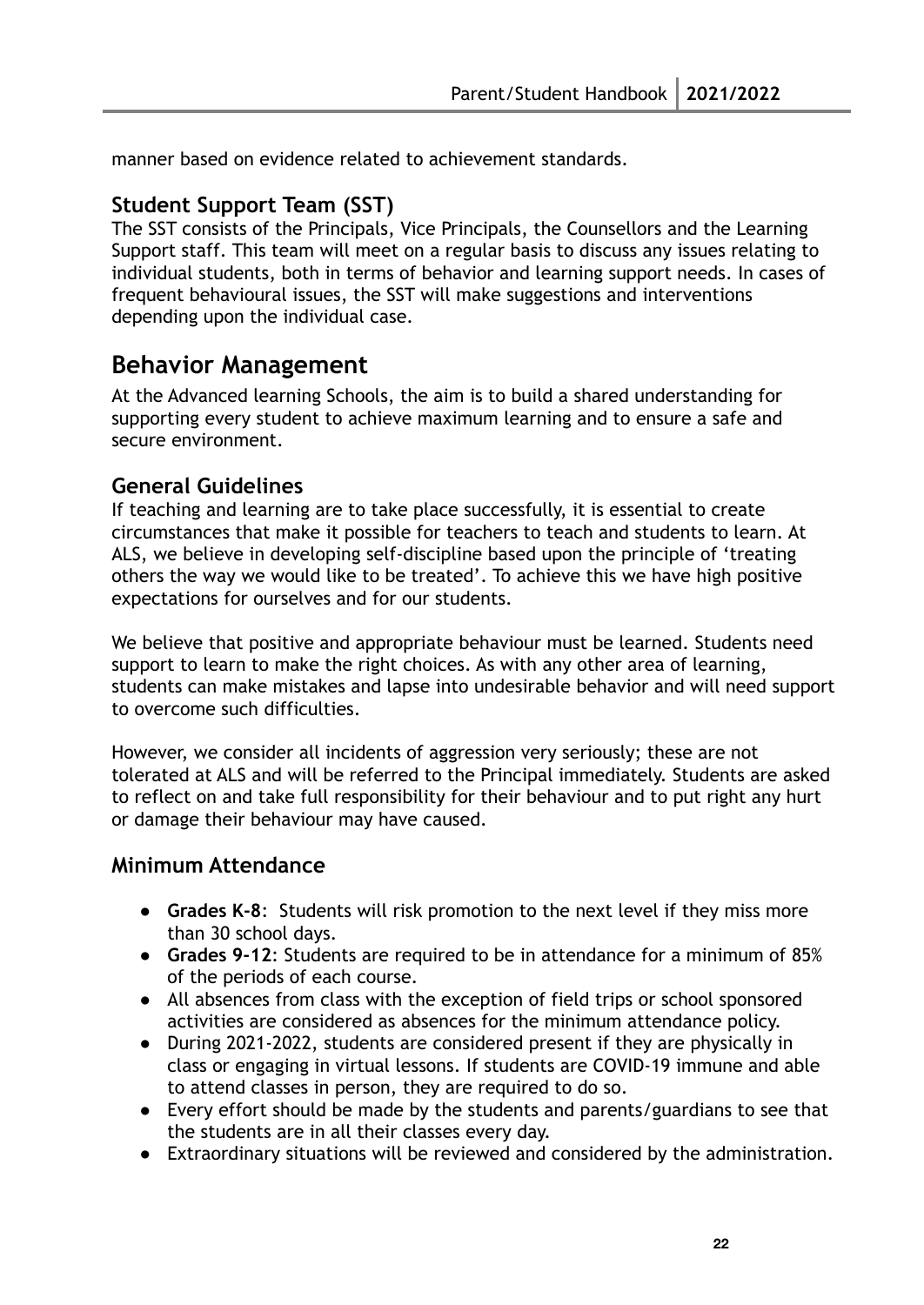manner based on evidence related to achievement standards.

### Student Support Team (SST)

The SST consists of the Principals, Vice Principals, the Counsellors and the Learning Support staff. This team will meet on a regular basis to discuss any issues relating to individual students, both in terms of behavior and learning support needs. In cases of frequent behavioural issues, the SST will make suggestions and interventions depending upon the individual case.

## Behavior Management

At the Advanced learning Schools, the aim is to build a shared understanding for supporting every student to achieve maximum learning and to ensure a safe and secure environment.

### General Guidelines

If teaching and learning are to take place successfully, it is essential to create circumstances that make it possible for teachers to teach and students to learn. At ALS, we believe in developing self-discipline based upon the principle of 'treating others the way we would like to be treated'. To achieve this we have high positive expectations for ourselves and for our students.

We believe that positive and appropriate behaviour must be learned. Students need support to learn to make the right choices. As with any other area of learning, students can make mistakes and lapse into undesirable behavior and will need support to overcome such difficulties.

However, we consider all incidents of aggression very seriously; these are not tolerated at ALS and will be referred to the Principal immediately. Students are asked to reflect on and take full responsibility for their behaviour and to put right any hurt or damage their behaviour may have caused.

### Minimum Attendance

- **Grades K-8**: Students will risk promotion to the next level if they miss more than 30 school days.
- **Grades 9-12**: Students are required to be in attendance for a minimum of 85% of the periods of each course.
- All absences from class with the exception of field trips or school sponsored activities are considered as absences for the minimum attendance policy.
- During 2021-2022, students are considered present if they are physically in class or engaging in virtual lessons. If students are COVID-19 immune and able to attend classes in person, they are required to do so.
- Every effort should be made by the students and parents/guardians to see that the students are in all their classes every day.
- Extraordinary situations will be reviewed and considered by the administration.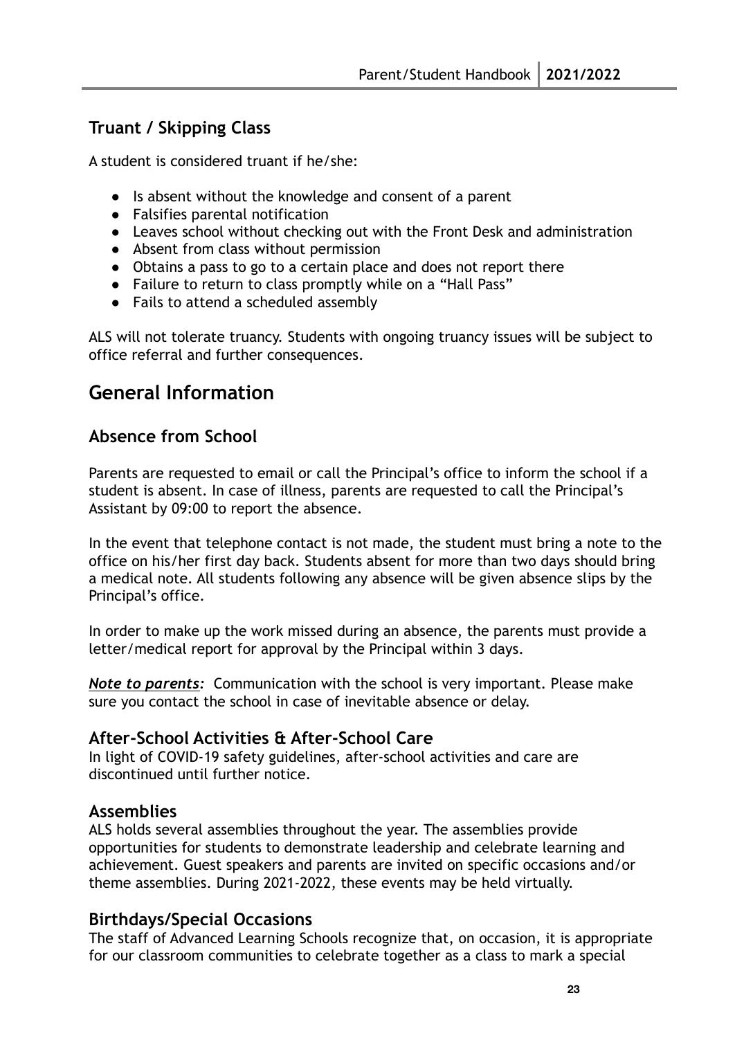## Truant / Skipping Class

A student is considered truant if he/she:

- Is absent without the knowledge and consent of a parent
- Falsifies parental notification
- Leaves school without checking out with the Front Desk and administration
- Absent from class without permission
- Obtains a pass to go to a certain place and does not report there
- Failure to return to class promptly while on a "Hall Pass"
- Fails to attend a scheduled assembly

ALS will not tolerate truancy. Students with ongoing truancy issues will be subject to office referral and further consequences.

# General Information

## Absence from School

Parents are requested to email or call the Principal's office to inform the school if a student is absent. In case of illness, parents are requested to call the Principal's Assistant by 09:00 to report the absence.

In the event that telephone contact is not made, the student must bring a note to the office on his/her first day back. Students absent for more than two days should bring a medical note. All students following any absence will be given absence slips by the Principal's office.

In order to make up the work missed during an absence, the parents must provide a letter/medical report for approval by the Principal within 3 days.

***Note to parents:*** Communication with the school is very important. Please make sure you contact the school in case of inevitable absence or delay.

## After-School Activities & After-School Care

In light of COVID-19 safety guidelines, after-school activities and care are discontinued until further notice.

## Assemblies

ALS holds several assemblies throughout the year. The assemblies provide opportunities for students to demonstrate leadership and celebrate learning and achievement. Guest speakers and parents are invited on specific occasions and/or theme assemblies. During 2021-2022, these events may be held virtually.

## Birthdays/Special Occasions

The staff of Advanced Learning Schools recognize that, on occasion, it is appropriate for our classroom communities to celebrate together as a class to mark a special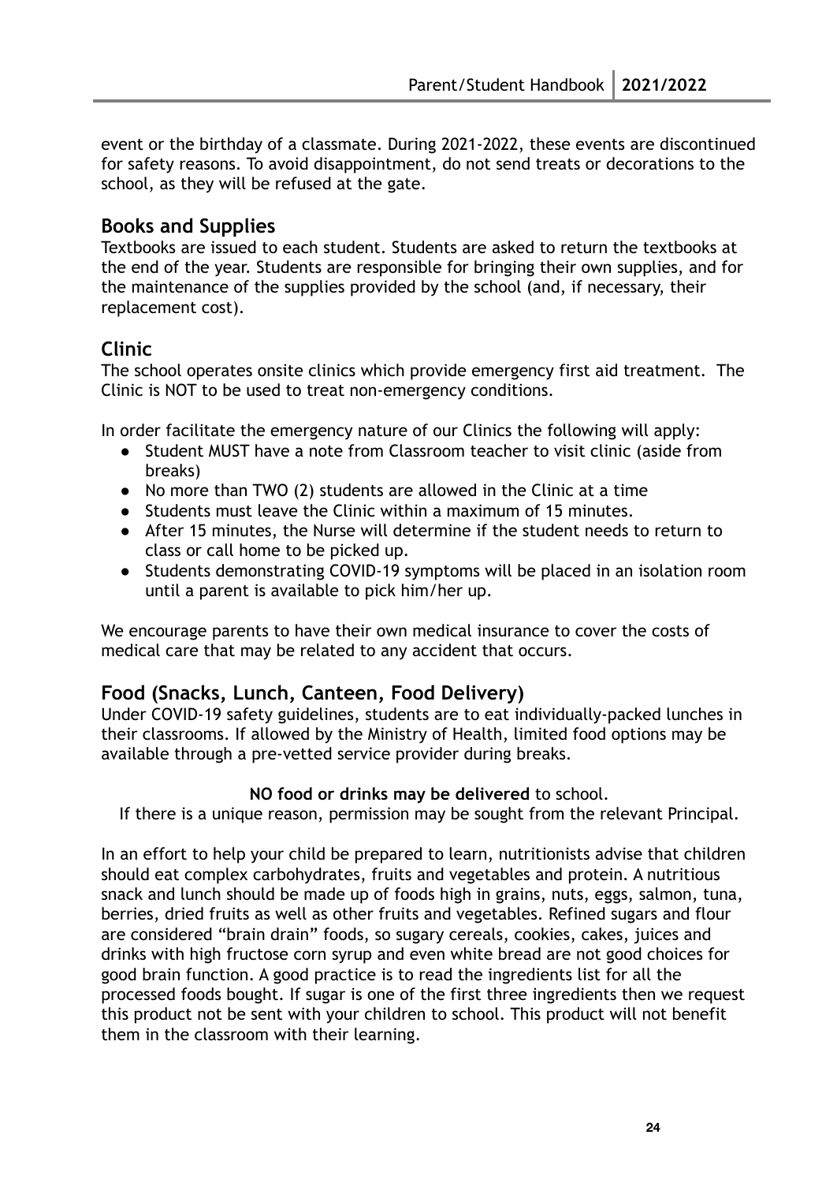event or the birthday of a classmate. During 2021-2022, these events are discontinued for safety reasons. To avoid disappointment, do not send treats or decorations to the school, as they will be refused at the gate.

## Books and Supplies

Textbooks are issued to each student. Students are asked to return the textbooks at the end of the year. Students are responsible for bringing their own supplies, and for the maintenance of the supplies provided by the school (and, if necessary, their replacement cost).

## Clinic

The school operates onsite clinics which provide emergency first aid treatment. The Clinic is NOT to be used to treat non-emergency conditions.

In order facilitate the emergency nature of our Clinics the following will apply:

- Student MUST have a note from Classroom teacher to visit clinic (aside from breaks)
- No more than TWO (2) students are allowed in the Clinic at a time
- Students must leave the Clinic within a maximum of 15 minutes.
- After 15 minutes, the Nurse will determine if the student needs to return to class or call home to be picked up.
- Students demonstrating COVID-19 symptoms will be placed in an isolation room until a parent is available to pick him/her up.

We encourage parents to have their own medical insurance to cover the costs of medical care that may be related to any accident that occurs.

## Food (Snacks, Lunch, Canteen, Food Delivery)

Under COVID-19 safety guidelines, students are to eat individually-packed lunches in their classrooms. If allowed by the Ministry of Health, limited food options may be available through a pre-vetted service provider during breaks.

**NO food or drinks may be delivered** to school.
If there is a unique reason, permission may be sought from the relevant Principal.

In an effort to help your child be prepared to learn, nutritionists advise that children should eat complex carbohydrates, fruits and vegetables and protein. A nutritious snack and lunch should be made up of foods high in grains, nuts, eggs, salmon, tuna, berries, dried fruits as well as other fruits and vegetables. Refined sugars and flour are considered "brain drain" foods, so sugary cereals, cookies, cakes, juices and drinks with high fructose corn syrup and even white bread are not good choices for good brain function. A good practice is to read the ingredients list for all the processed foods bought. If sugar is one of the first three ingredients then we request this product not be sent with your children to school. This product will not benefit them in the classroom with their learning.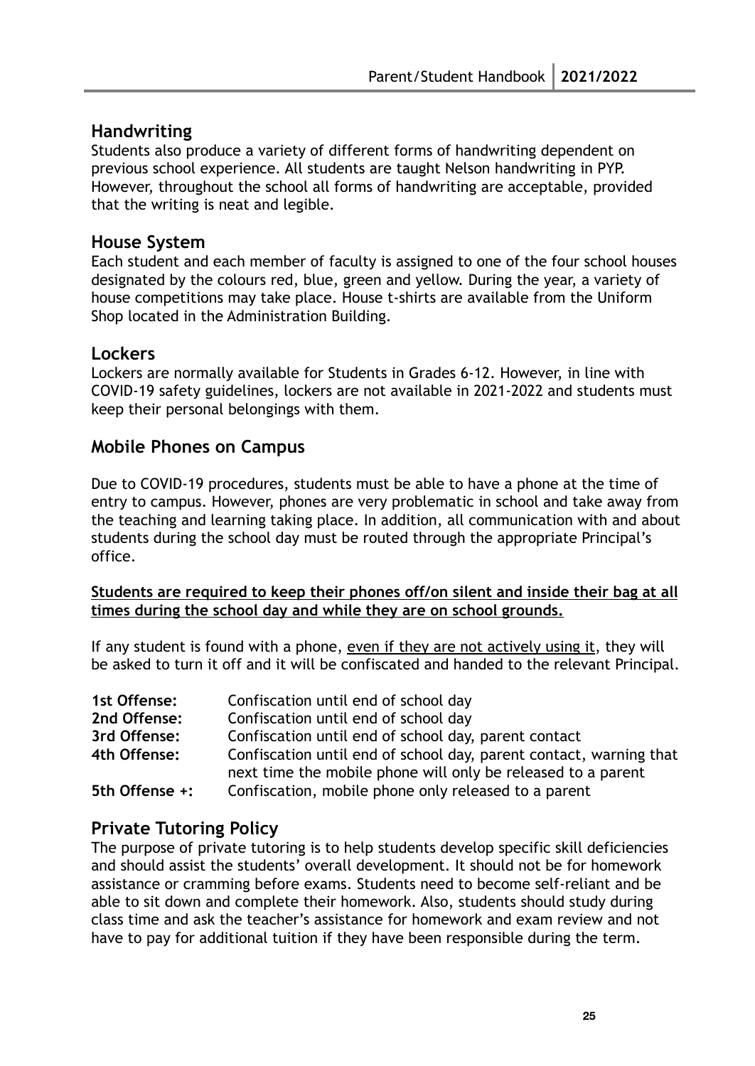## Handwriting

Students also produce a variety of different forms of handwriting dependent on previous school experience. All students are taught Nelson handwriting in PYP. However, throughout the school all forms of handwriting are acceptable, provided that the writing is neat and legible.

## House System

Each student and each member of faculty is assigned to one of the four school houses designated by the colours red, blue, green and yellow. During the year, a variety of house competitions may take place. House t-shirts are available from the Uniform Shop located in the Administration Building.

## Lockers

Lockers are normally available for Students in Grades 6-12. However, in line with COVID-19 safety guidelines, lockers are not available in 2021-2022 and students must keep their personal belongings with them.

## Mobile Phones on Campus

Due to COVID-19 procedures, students must be able to have a phone at the time of entry to campus. However, phones are very problematic in school and take away from the teaching and learning taking place. In addition, all communication with and about students during the school day must be routed through the appropriate Principal's office.

<u>**Students are required to keep their phones off/on silent and inside their bag at all times during the school day and while they are on school grounds.**</u>

If any student is found with a phone, <u>even if they are not actively using it</u>, they will be asked to turn it off and it will be confiscated and handed to the relevant Principal.

| | |
|---|---|
| **1st Offense:** | Confiscation until end of school day |
| **2nd Offense:** | Confiscation until end of school day |
| **3rd Offense:** | Confiscation until end of school day, parent contact |
| **4th Offense:** | Confiscation until end of school day, parent contact, warning that next time the mobile phone will only be released to a parent |
| **5th Offense +:** | Confiscation, mobile phone only released to a parent |

## Private Tutoring Policy

The purpose of private tutoring is to help students develop specific skill deficiencies and should assist the students' overall development. It should not be for homework assistance or cramming before exams. Students need to become self-reliant and be able to sit down and complete their homework. Also, students should study during class time and ask the teacher's assistance for homework and exam review and not have to pay for additional tuition if they have been responsible during the term.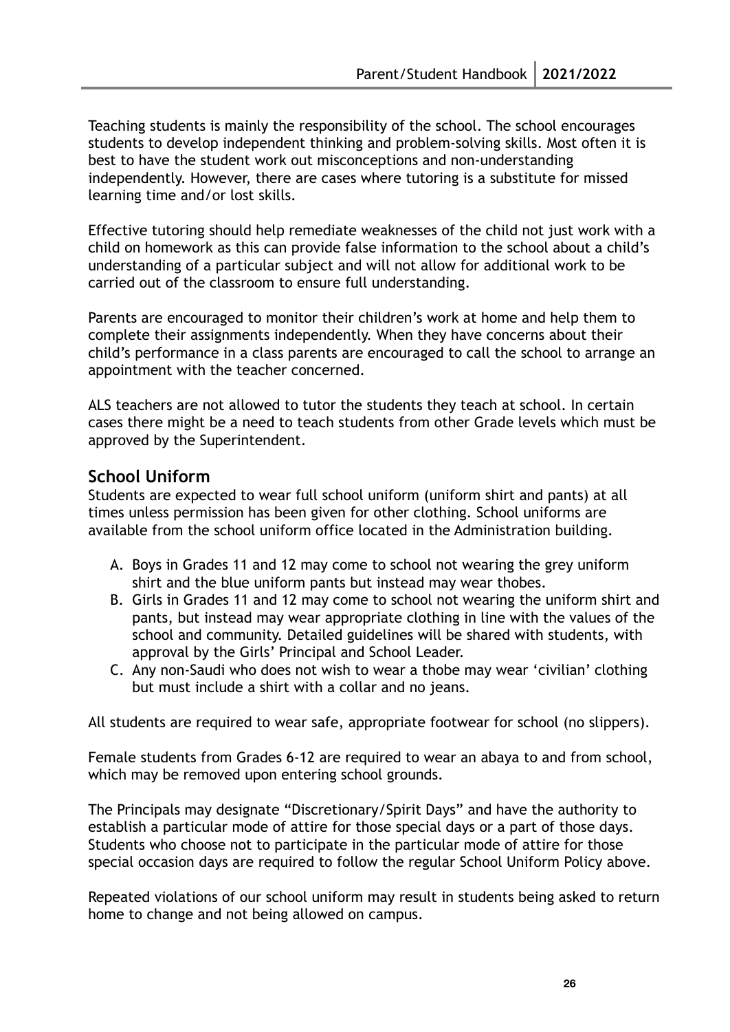Teaching students is mainly the responsibility of the school. The school encourages students to develop independent thinking and problem-solving skills. Most often it is best to have the student work out misconceptions and non-understanding independently. However, there are cases where tutoring is a substitute for missed learning time and/or lost skills.

Effective tutoring should help remediate weaknesses of the child not just work with a child on homework as this can provide false information to the school about a child's understanding of a particular subject and will not allow for additional work to be carried out of the classroom to ensure full understanding.

Parents are encouraged to monitor their children's work at home and help them to complete their assignments independently. When they have concerns about their child's performance in a class parents are encouraged to call the school to arrange an appointment with the teacher concerned.

ALS teachers are not allowed to tutor the students they teach at school. In certain cases there might be a need to teach students from other Grade levels which must be approved by the Superintendent.

## School Uniform

Students are expected to wear full school uniform (uniform shirt and pants) at all times unless permission has been given for other clothing. School uniforms are available from the school uniform office located in the Administration building.

A. Boys in Grades 11 and 12 may come to school not wearing the grey uniform shirt and the blue uniform pants but instead may wear thobes.
B. Girls in Grades 11 and 12 may come to school not wearing the uniform shirt and pants, but instead may wear appropriate clothing in line with the values of the school and community. Detailed guidelines will be shared with students, with approval by the Girls' Principal and School Leader.
C. Any non-Saudi who does not wish to wear a thobe may wear 'civilian' clothing but must include a shirt with a collar and no jeans.

All students are required to wear safe, appropriate footwear for school (no slippers).

Female students from Grades 6-12 are required to wear an abaya to and from school, which may be removed upon entering school grounds.

The Principals may designate "Discretionary/Spirit Days" and have the authority to establish a particular mode of attire for those special days or a part of those days. Students who choose not to participate in the particular mode of attire for those special occasion days are required to follow the regular School Uniform Policy above.

Repeated violations of our school uniform may result in students being asked to return home to change and not being allowed on campus.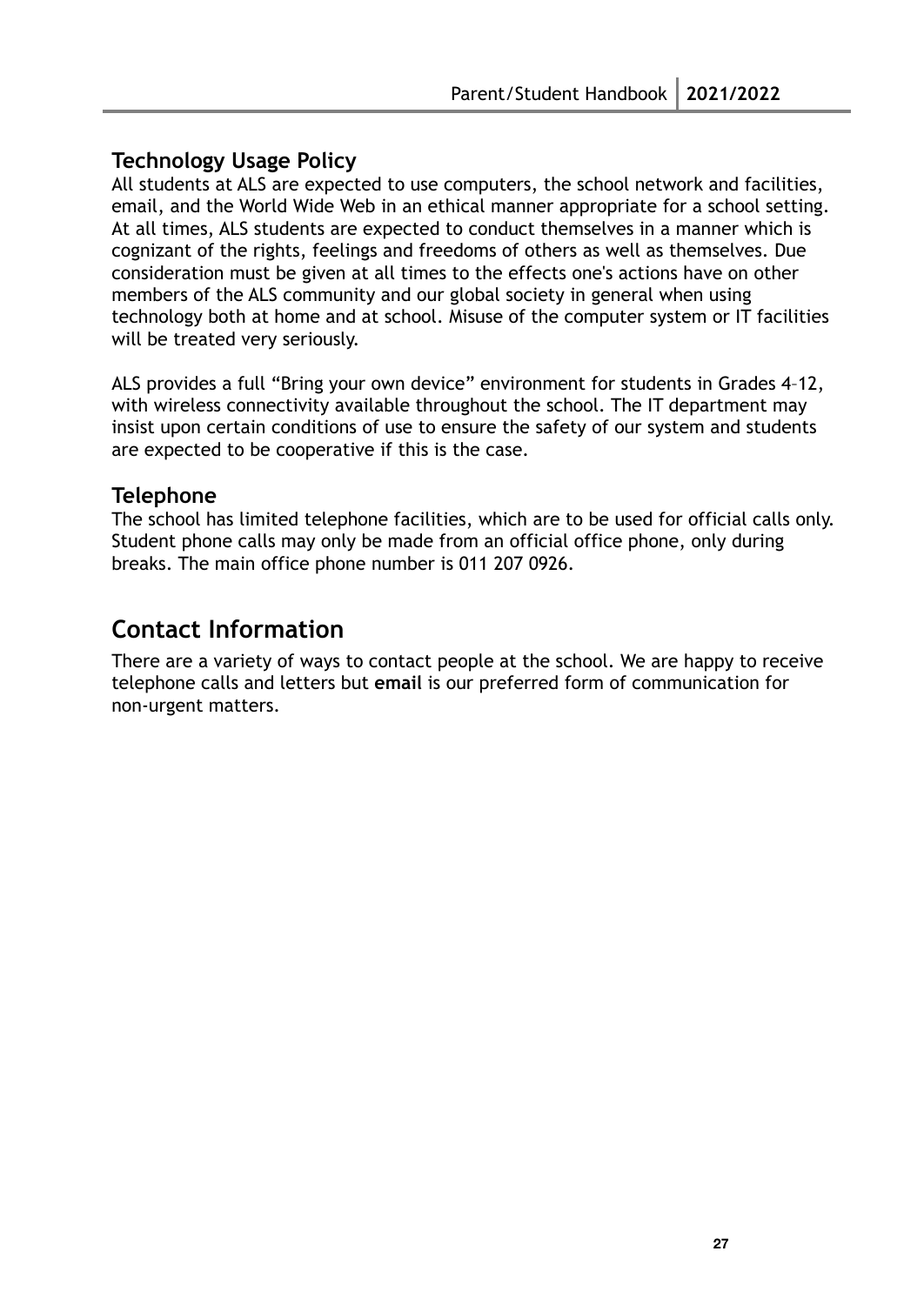### Technology Usage Policy

All students at ALS are expected to use computers, the school network and facilities, email, and the World Wide Web in an ethical manner appropriate for a school setting. At all times, ALS students are expected to conduct themselves in a manner which is cognizant of the rights, feelings and freedoms of others as well as themselves. Due consideration must be given at all times to the effects one's actions have on other members of the ALS community and our global society in general when using technology both at home and at school. Misuse of the computer system or IT facilities will be treated very seriously.

ALS provides a full "Bring your own device" environment for students in Grades 4–12, with wireless connectivity available throughout the school. The IT department may insist upon certain conditions of use to ensure the safety of our system and students are expected to be cooperative if this is the case.

### Telephone

The school has limited telephone facilities, which are to be used for official calls only. Student phone calls may only be made from an official office phone, only during breaks. The main office phone number is 011 207 0926.

## Contact Information

There are a variety of ways to contact people at the school. We are happy to receive telephone calls and letters but **email** is our preferred form of communication for non-urgent matters.